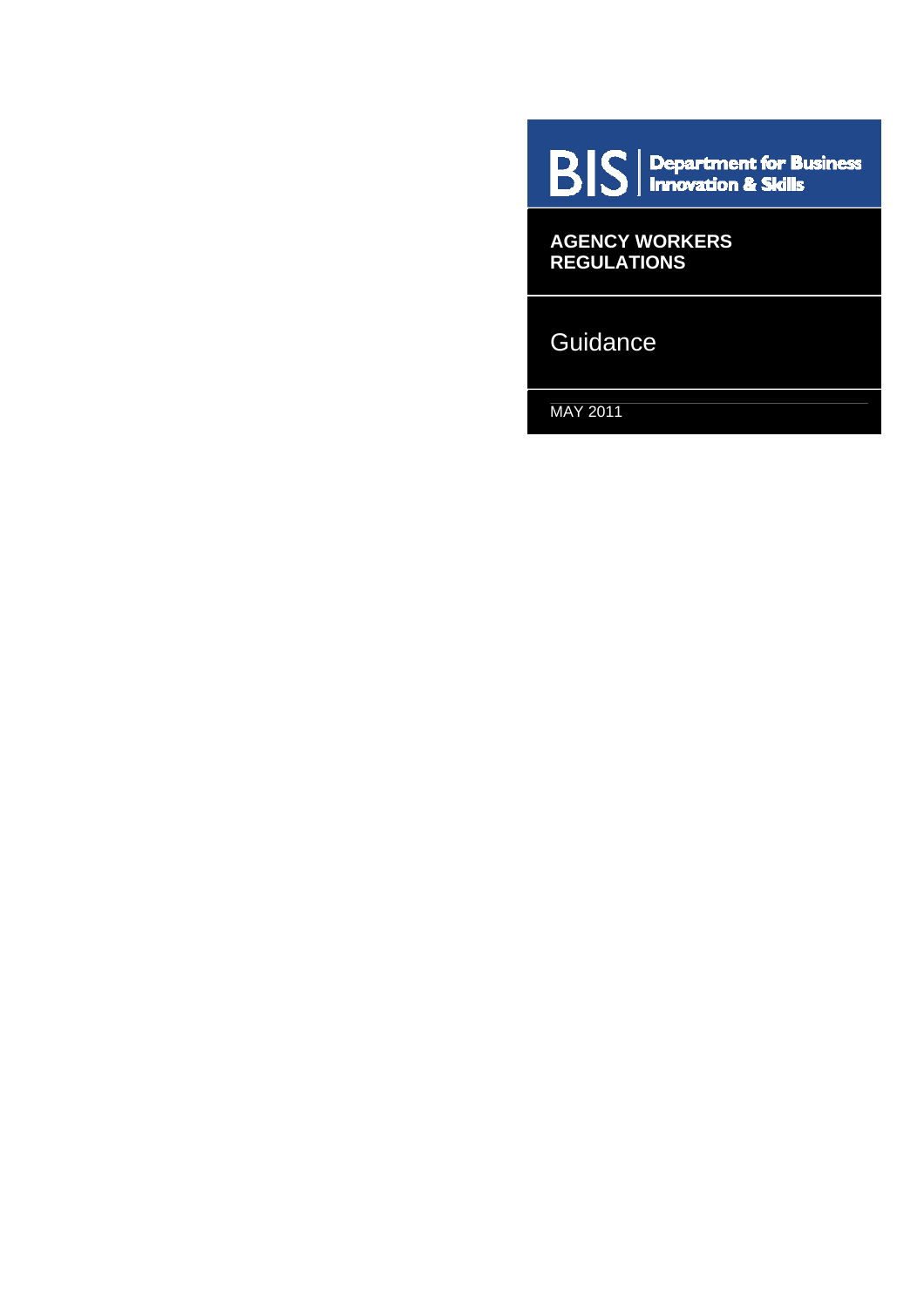BIS | Department for Business Innovation & Skills

# AGENCY WORKERS REGULATIONS

## Guidance

MAY 2011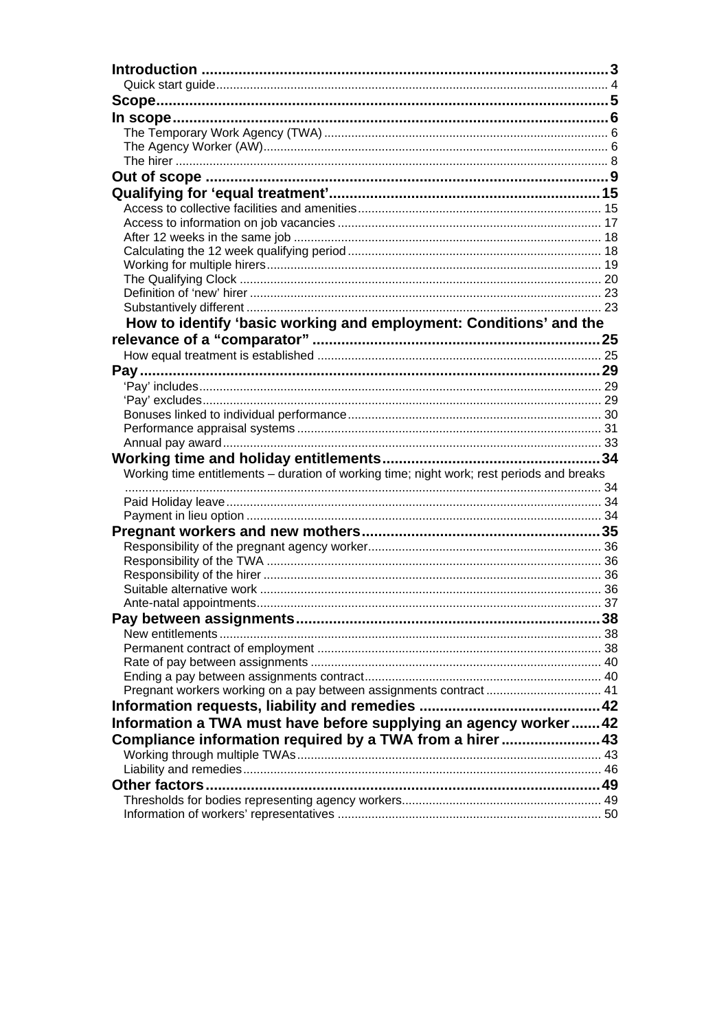**Introduction** .......... 3
Quick start guide .......... 4
**Scope** .......... 5
**In scope** .......... 6
The Temporary Work Agency (TWA) .......... 6
The Agency Worker (AW) .......... 6
The hirer .......... 8
**Out of scope** .......... 9
**Qualifying for 'equal treatment'** .......... 15
Access to collective facilities and amenities .......... 15
Access to information on job vacancies .......... 17
After 12 weeks in the same job .......... 18
Calculating the 12 week qualifying period .......... 18
Working for multiple hirers .......... 19
The Qualifying Clock .......... 20
Definition of 'new' hirer .......... 23
Substantively different .......... 23
**How to identify 'basic working and employment: Conditions' and the relevance of a "comparator"** .......... 25
How equal treatment is established .......... 25
**Pay** .......... 29
'Pay' includes .......... 29
'Pay' excludes .......... 29
Bonuses linked to individual performance .......... 30
Performance appraisal systems .......... 31
Annual pay award .......... 33
**Working time and holiday entitlements** .......... 34
Working time entitlements – duration of working time; night work; rest periods and breaks .......... 34
Paid Holiday leave .......... 34
Payment in lieu option .......... 34
**Pregnant workers and new mothers** .......... 35
Responsibility of the pregnant agency worker .......... 36
Responsibility of the TWA .......... 36
Responsibility of the hirer .......... 36
Suitable alternative work .......... 36
Ante-natal appointments .......... 37
**Pay between assignments** .......... 38
New entitlements .......... 38
Permanent contract of employment .......... 38
Rate of pay between assignments .......... 40
Ending a pay between assignments contract .......... 40
Pregnant workers working on a pay between assignments contract .......... 41
**Information requests, liability and remedies** .......... 42
**Information a TWA must have before supplying an agency worker** .......... 42
**Compliance information required by a TWA from a hirer** .......... 43
Working through multiple TWAs .......... 43
Liability and remedies .......... 46
**Other factors** .......... 49
Thresholds for bodies representing agency workers .......... 49
Information of workers' representatives .......... 50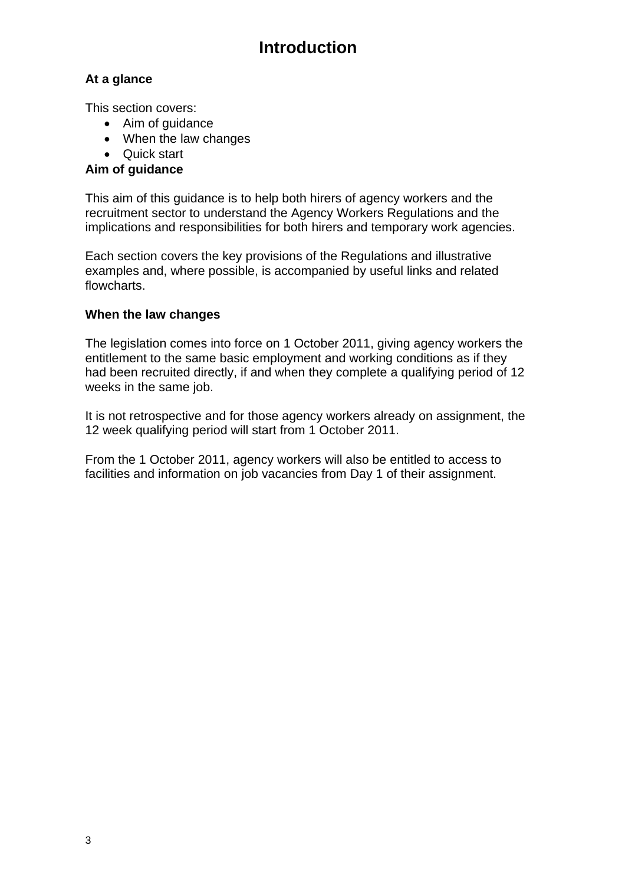# Introduction

**At a glance**

This section covers:

- Aim of guidance
- When the law changes
- Quick start

**Aim of guidance**

This aim of this guidance is to help both hirers of agency workers and the recruitment sector to understand the Agency Workers Regulations and the implications and responsibilities for both hirers and temporary work agencies.

Each section covers the key provisions of the Regulations and illustrative examples and, where possible, is accompanied by useful links and related flowcharts.

**When the law changes**

The legislation comes into force on 1 October 2011, giving agency workers the entitlement to the same basic employment and working conditions as if they had been recruited directly, if and when they complete a qualifying period of 12 weeks in the same job.

It is not retrospective and for those agency workers already on assignment, the 12 week qualifying period will start from 1 October 2011.

From the 1 October 2011, agency workers will also be entitled to access to facilities and information on job vacancies from Day 1 of their assignment.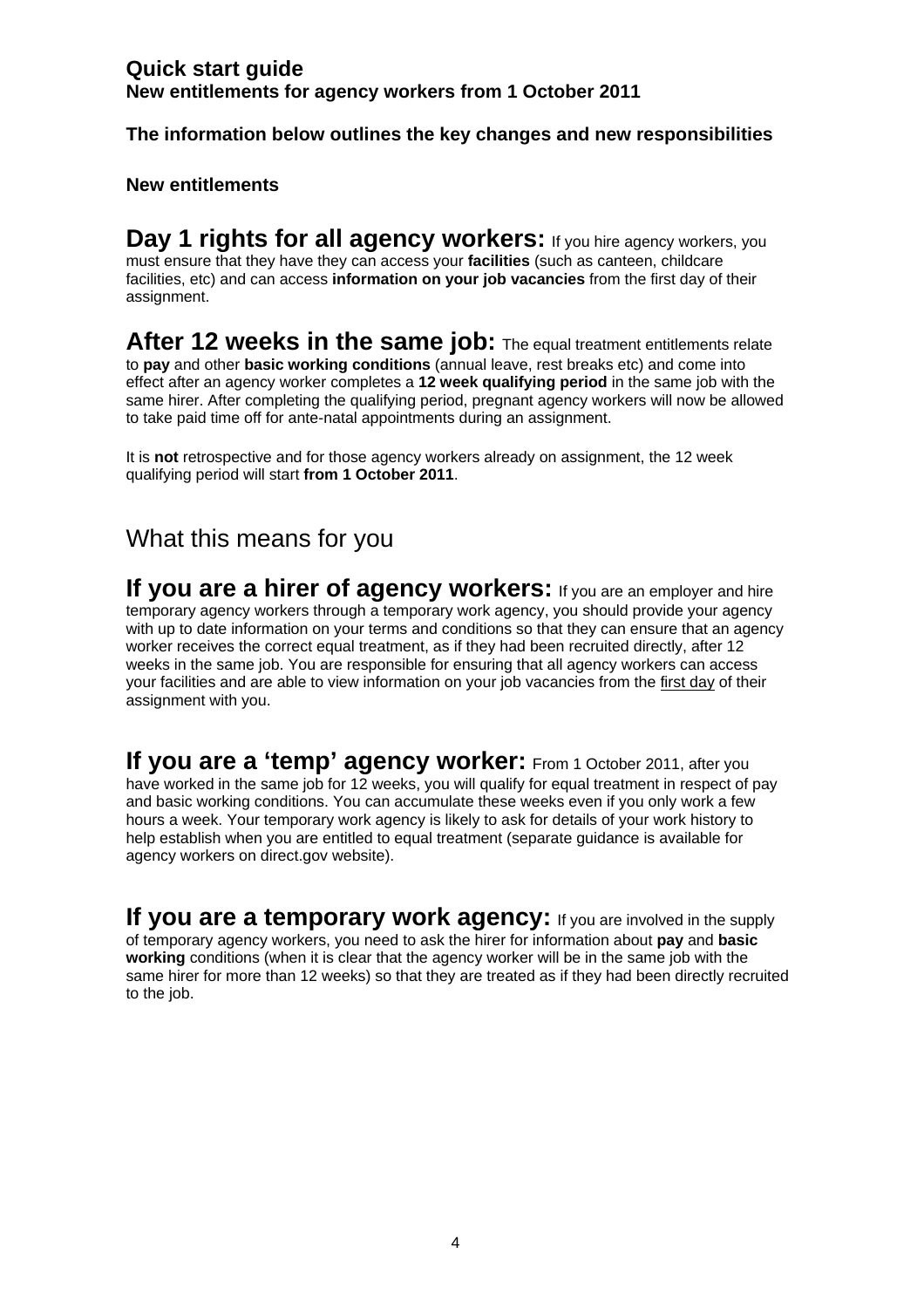## Quick start guide

**New entitlements for agency workers from 1 October 2011**

**The information below outlines the key changes and new responsibilities**

**New entitlements**

**Day 1 rights for all agency workers:** If you hire agency workers, you must ensure that they have they can access your **facilities** (such as canteen, childcare facilities, etc) and can access **information on your job vacancies** from the first day of their assignment.

**After 12 weeks in the same job:** The equal treatment entitlements relate to **pay** and other **basic working conditions** (annual leave, rest breaks etc) and come into effect after an agency worker completes a **12 week qualifying period** in the same job with the same hirer. After completing the qualifying period, pregnant agency workers will now be allowed to take paid time off for ante-natal appointments during an assignment.

It is **not** retrospective and for those agency workers already on assignment, the 12 week qualifying period will start **from 1 October 2011**.

## What this means for you

**If you are a hirer of agency workers:** If you are an employer and hire temporary agency workers through a temporary work agency, you should provide your agency with up to date information on your terms and conditions so that they can ensure that an agency worker receives the correct equal treatment, as if they had been recruited directly, after 12 weeks in the same job. You are responsible for ensuring that all agency workers can access your facilities and are able to view information on your job vacancies from the first day of their assignment with you.

**If you are a 'temp' agency worker:** From 1 October 2011, after you have worked in the same job for 12 weeks, you will qualify for equal treatment in respect of pay and basic working conditions. You can accumulate these weeks even if you only work a few hours a week. Your temporary work agency is likely to ask for details of your work history to help establish when you are entitled to equal treatment (separate guidance is available for agency workers on direct.gov website).

**If you are a temporary work agency:** If you are involved in the supply of temporary agency workers, you need to ask the hirer for information about **pay** and **basic working** conditions (when it is clear that the agency worker will be in the same job with the same hirer for more than 12 weeks) so that they are treated as if they had been directly recruited to the job.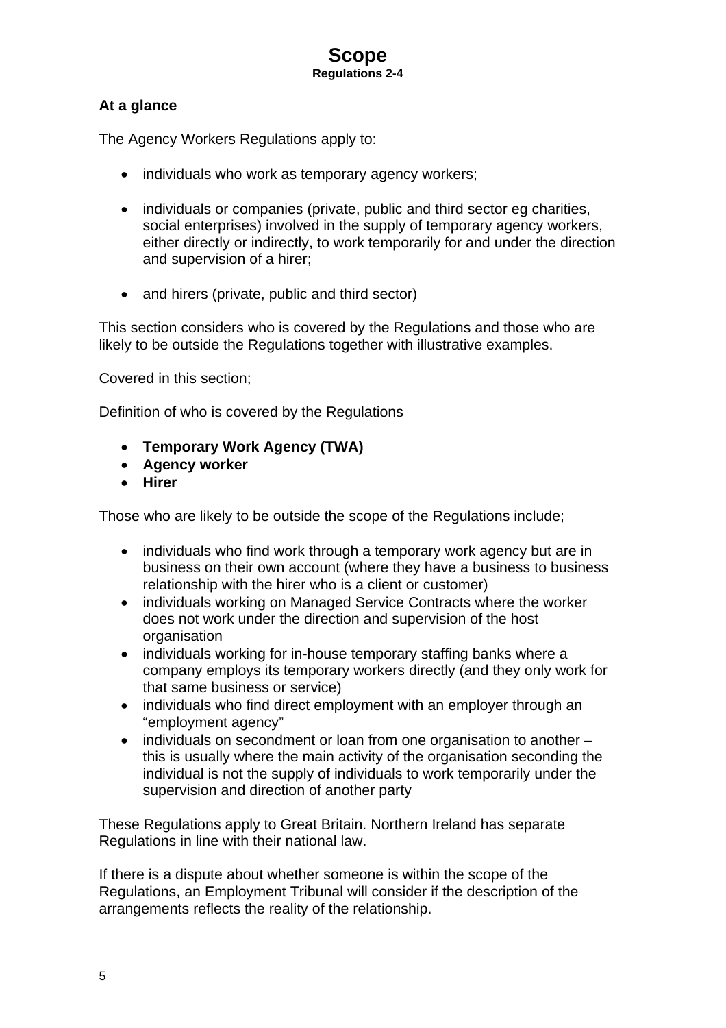# Scope

**Regulations 2-4**

### At a glance

The Agency Workers Regulations apply to:

- individuals who work as temporary agency workers;
- individuals or companies (private, public and third sector eg charities, social enterprises) involved in the supply of temporary agency workers, either directly or indirectly, to work temporarily for and under the direction and supervision of a hirer;
- and hirers (private, public and third sector)

This section considers who is covered by the Regulations and those who are likely to be outside the Regulations together with illustrative examples.

Covered in this section;

Definition of who is covered by the Regulations

- **Temporary Work Agency (TWA)**
- **Agency worker**
- **Hirer**

Those who are likely to be outside the scope of the Regulations include;

- individuals who find work through a temporary work agency but are in business on their own account (where they have a business to business relationship with the hirer who is a client or customer)
- individuals working on Managed Service Contracts where the worker does not work under the direction and supervision of the host organisation
- individuals working for in-house temporary staffing banks where a company employs its temporary workers directly (and they only work for that same business or service)
- individuals who find direct employment with an employer through an "employment agency"
- individuals on secondment or loan from one organisation to another – this is usually where the main activity of the organisation seconding the individual is not the supply of individuals to work temporarily under the supervision and direction of another party

These Regulations apply to Great Britain. Northern Ireland has separate Regulations in line with their national law.

If there is a dispute about whether someone is within the scope of the Regulations, an Employment Tribunal will consider if the description of the arrangements reflects the reality of the relationship.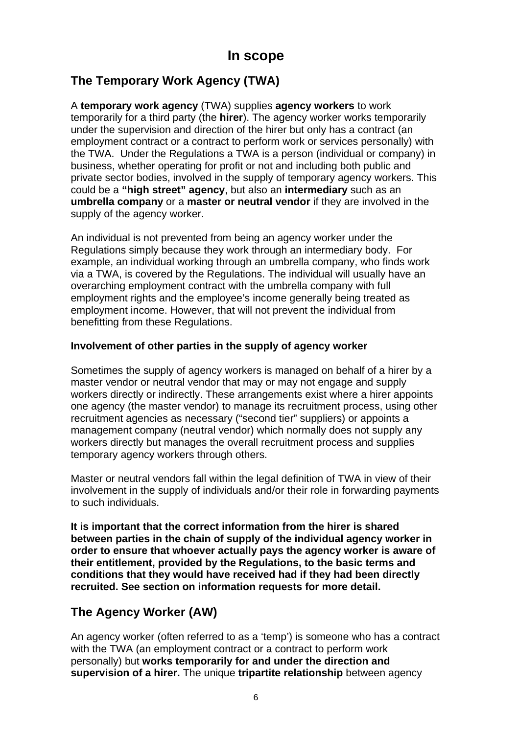# In scope

## The Temporary Work Agency (TWA)

A **temporary work agency** (TWA) supplies **agency workers** to work temporarily for a third party (the **hirer**). The agency worker works temporarily under the supervision and direction of the hirer but only has a contract (an employment contract or a contract to perform work or services personally) with the TWA. Under the Regulations a TWA is a person (individual or company) in business, whether operating for profit or not and including both public and private sector bodies, involved in the supply of temporary agency workers. This could be a **"high street" agency**, but also an **intermediary** such as an **umbrella company** or a **master or neutral vendor** if they are involved in the supply of the agency worker.

An individual is not prevented from being an agency worker under the Regulations simply because they work through an intermediary body. For example, an individual working through an umbrella company, who finds work via a TWA, is covered by the Regulations. The individual will usually have an overarching employment contract with the umbrella company with full employment rights and the employee's income generally being treated as employment income. However, that will not prevent the individual from benefitting from these Regulations.

### Involvement of other parties in the supply of agency worker

Sometimes the supply of agency workers is managed on behalf of a hirer by a master vendor or neutral vendor that may or may not engage and supply workers directly or indirectly. These arrangements exist where a hirer appoints one agency (the master vendor) to manage its recruitment process, using other recruitment agencies as necessary ("second tier" suppliers) or appoints a management company (neutral vendor) which normally does not supply any workers directly but manages the overall recruitment process and supplies temporary agency workers through others.

Master or neutral vendors fall within the legal definition of TWA in view of their involvement in the supply of individuals and/or their role in forwarding payments to such individuals.

**It is important that the correct information from the hirer is shared between parties in the chain of supply of the individual agency worker in order to ensure that whoever actually pays the agency worker is aware of their entitlement, provided by the Regulations, to the basic terms and conditions that they would have received had if they had been directly recruited. See section on information requests for more detail.**

## The Agency Worker (AW)

An agency worker (often referred to as a 'temp') is someone who has a contract with the TWA (an employment contract or a contract to perform work personally) but **works temporarily for and under the direction and supervision of a hirer.** The unique **tripartite relationship** between agency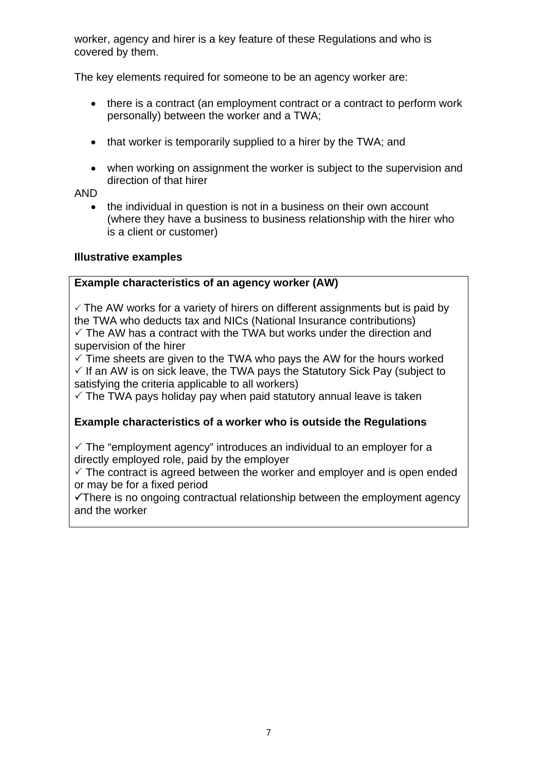worker, agency and hirer is a key feature of these Regulations and who is covered by them.

The key elements required for someone to be an agency worker are:

- there is a contract (an employment contract or a contract to perform work personally) between the worker and a TWA;
- that worker is temporarily supplied to a hirer by the TWA; and
- when working on assignment the worker is subject to the supervision and direction of that hirer

AND

- the individual in question is not in a business on their own account (where they have a business to business relationship with the hirer who is a client or customer)

**Illustrative examples**

**Example characteristics of an agency worker (AW)**

✓ The AW works for a variety of hirers on different assignments but is paid by the TWA who deducts tax and NICs (National Insurance contributions)
✓ The AW has a contract with the TWA but works under the direction and supervision of the hirer
✓ Time sheets are given to the TWA who pays the AW for the hours worked
✓ If an AW is on sick leave, the TWA pays the Statutory Sick Pay (subject to satisfying the criteria applicable to all workers)
✓ The TWA pays holiday pay when paid statutory annual leave is taken

**Example characteristics of a worker who is outside the Regulations**

✓ The "employment agency" introduces an individual to an employer for a directly employed role, paid by the employer
✓ The contract is agreed between the worker and employer and is open ended or may be for a fixed period
✓There is no ongoing contractual relationship between the employment agency and the worker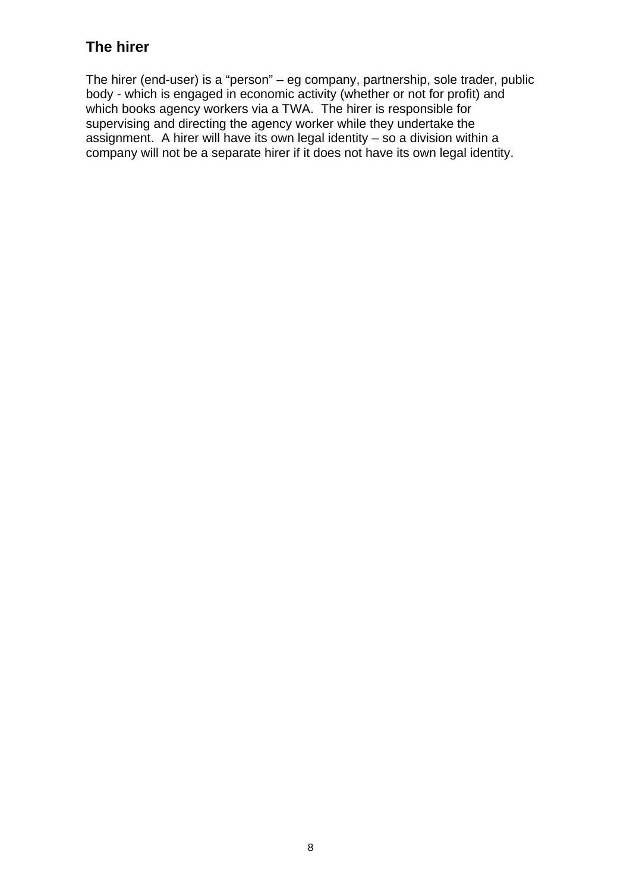## The hirer

The hirer (end-user) is a "person" – eg company, partnership, sole trader, public body - which is engaged in economic activity (whether or not for profit) and which books agency workers via a TWA. The hirer is responsible for supervising and directing the agency worker while they undertake the assignment. A hirer will have its own legal identity – so a division within a company will not be a separate hirer if it does not have its own legal identity.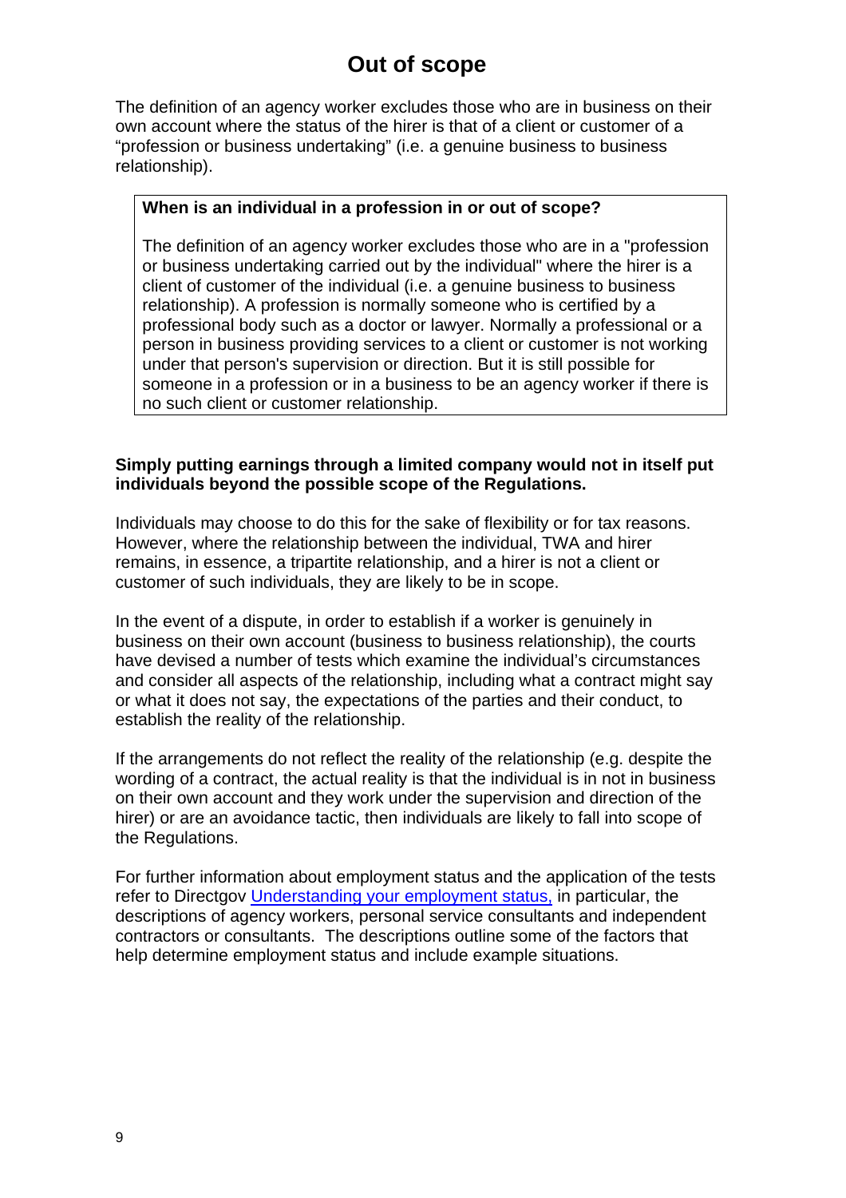# Out of scope

The definition of an agency worker excludes those who are in business on their own account where the status of the hirer is that of a client or customer of a "profession or business undertaking" (i.e. a genuine business to business relationship).

> **When is an individual in a profession in or out of scope?**
>
> The definition of an agency worker excludes those who are in a "profession or business undertaking carried out by the individual" where the hirer is a client of customer of the individual (i.e. a genuine business to business relationship). A profession is normally someone who is certified by a professional body such as a doctor or lawyer. Normally a professional or a person in business providing services to a client or customer is not working under that person's supervision or direction. But it is still possible for someone in a profession or in a business to be an agency worker if there is no such client or customer relationship.

**Simply putting earnings through a limited company would not in itself put individuals beyond the possible scope of the Regulations.**

Individuals may choose to do this for the sake of flexibility or for tax reasons. However, where the relationship between the individual, TWA and hirer remains, in essence, a tripartite relationship, and a hirer is not a client or customer of such individuals, they are likely to be in scope.

In the event of a dispute, in order to establish if a worker is genuinely in business on their own account (business to business relationship), the courts have devised a number of tests which examine the individual's circumstances and consider all aspects of the relationship, including what a contract might say or what it does not say, the expectations of the parties and their conduct, to establish the reality of the relationship.

If the arrangements do not reflect the reality of the relationship (e.g. despite the wording of a contract, the actual reality is that the individual is in not in business on their own account and they work under the supervision and direction of the hirer) or are an avoidance tactic, then individuals are likely to fall into scope of the Regulations.

For further information about employment status and the application of the tests refer to Directgov Understanding your employment status, in particular, the descriptions of agency workers, personal service consultants and independent contractors or consultants. The descriptions outline some of the factors that help determine employment status and include example situations.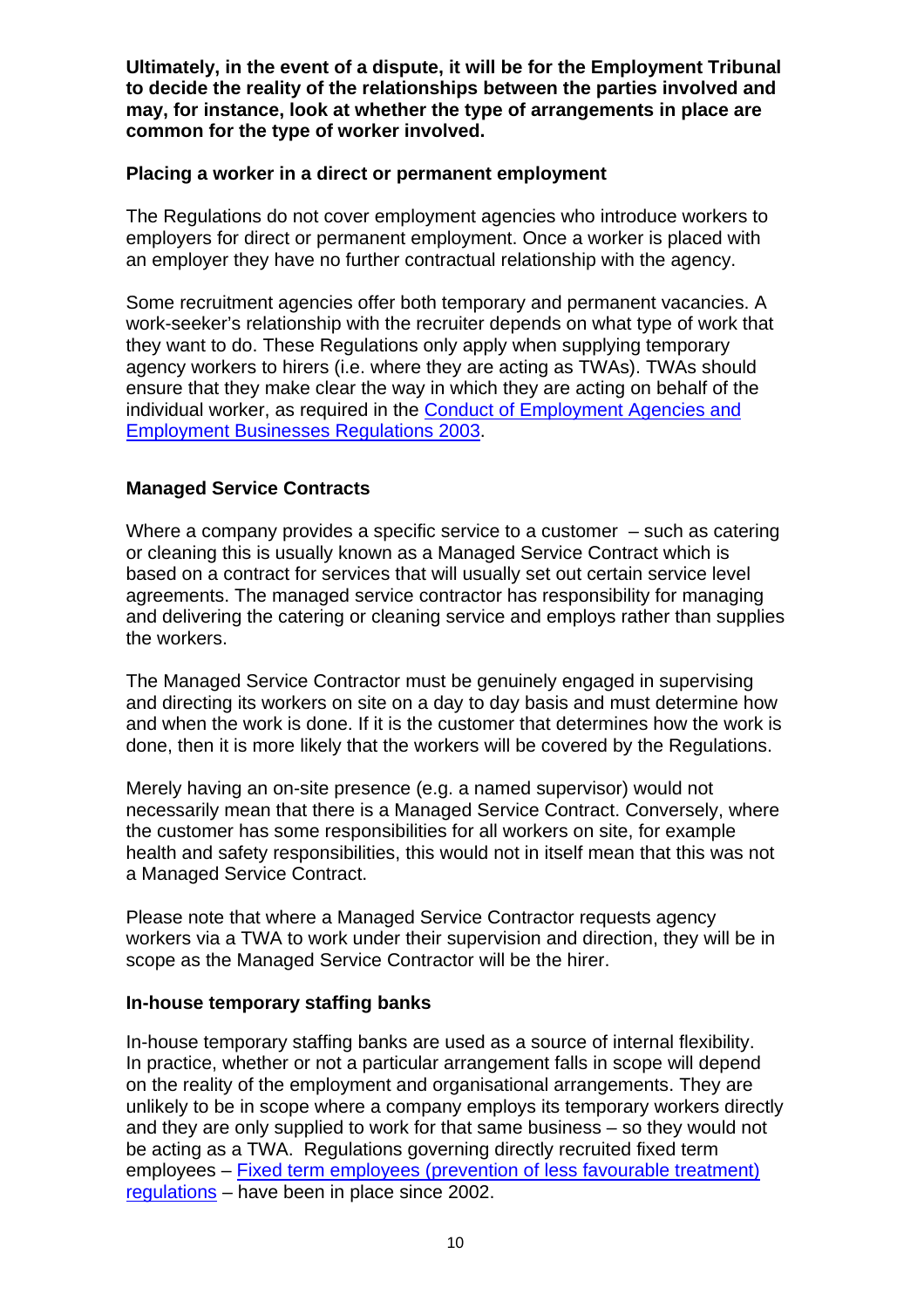**Ultimately, in the event of a dispute, it will be for the Employment Tribunal to decide the reality of the relationships between the parties involved and may, for instance, look at whether the type of arrangements in place are common for the type of worker involved.**

**Placing a worker in a direct or permanent employment**

The Regulations do not cover employment agencies who introduce workers to employers for direct or permanent employment. Once a worker is placed with an employer they have no further contractual relationship with the agency.

Some recruitment agencies offer both temporary and permanent vacancies. A work-seeker's relationship with the recruiter depends on what type of work that they want to do. These Regulations only apply when supplying temporary agency workers to hirers (i.e. where they are acting as TWAs). TWAs should ensure that they make clear the way in which they are acting on behalf of the individual worker, as required in the Conduct of Employment Agencies and Employment Businesses Regulations 2003.

**Managed Service Contracts**

Where a company provides a specific service to a customer – such as catering or cleaning this is usually known as a Managed Service Contract which is based on a contract for services that will usually set out certain service level agreements. The managed service contractor has responsibility for managing and delivering the catering or cleaning service and employs rather than supplies the workers.

The Managed Service Contractor must be genuinely engaged in supervising and directing its workers on site on a day to day basis and must determine how and when the work is done. If it is the customer that determines how the work is done, then it is more likely that the workers will be covered by the Regulations.

Merely having an on-site presence (e.g. a named supervisor) would not necessarily mean that there is a Managed Service Contract. Conversely, where the customer has some responsibilities for all workers on site, for example health and safety responsibilities, this would not in itself mean that this was not a Managed Service Contract.

Please note that where a Managed Service Contractor requests agency workers via a TWA to work under their supervision and direction, they will be in scope as the Managed Service Contractor will be the hirer.

**In-house temporary staffing banks**

In-house temporary staffing banks are used as a source of internal flexibility. In practice, whether or not a particular arrangement falls in scope will depend on the reality of the employment and organisational arrangements. They are unlikely to be in scope where a company employs its temporary workers directly and they are only supplied to work for that same business – so they would not be acting as a TWA. Regulations governing directly recruited fixed term employees – Fixed term employees (prevention of less favourable treatment) regulations – have been in place since 2002.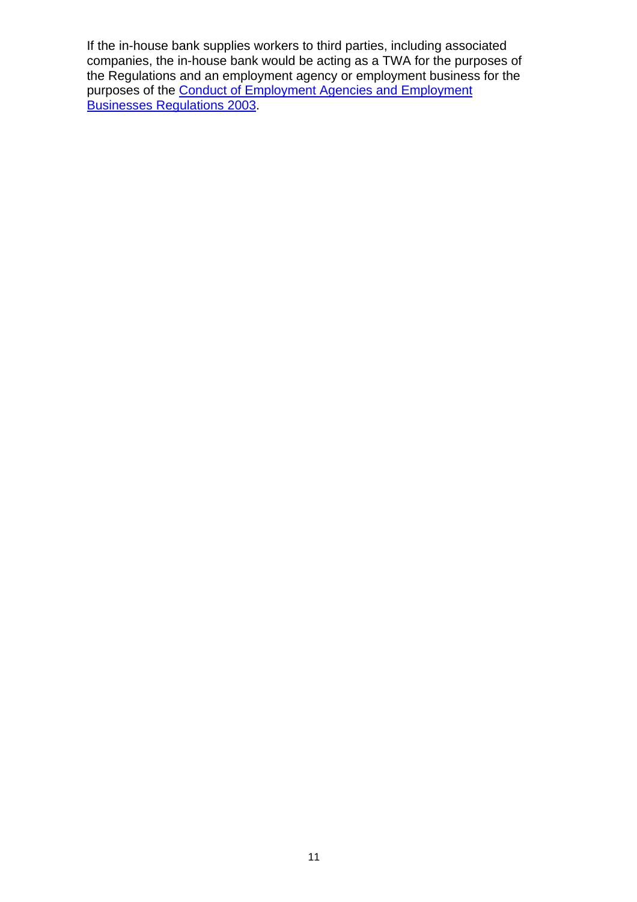If the in-house bank supplies workers to third parties, including associated companies, the in-house bank would be acting as a TWA for the purposes of the Regulations and an employment agency or employment business for the purposes of the Conduct of Employment Agencies and Employment Businesses Regulations 2003.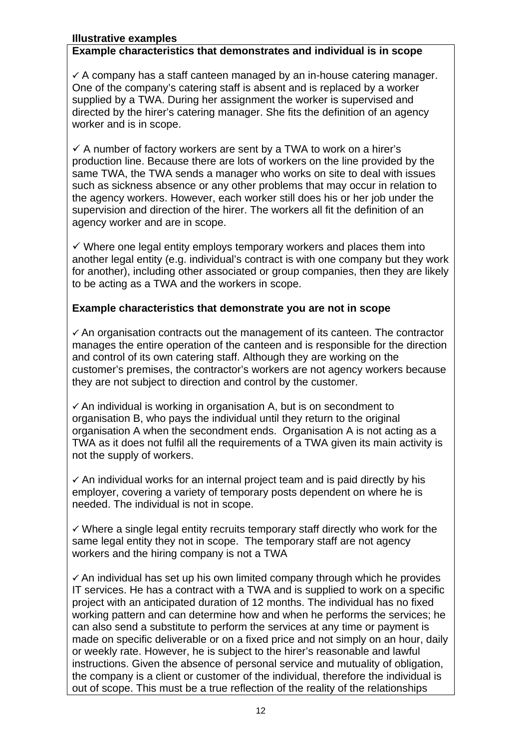**Illustrative examples**

**Example characteristics that demonstrates and individual is in scope**

✓ A company has a staff canteen managed by an in-house catering manager. One of the company's catering staff is absent and is replaced by a worker supplied by a TWA. During her assignment the worker is supervised and directed by the hirer's catering manager. She fits the definition of an agency worker and is in scope.

✓ A number of factory workers are sent by a TWA to work on a hirer's production line. Because there are lots of workers on the line provided by the same TWA, the TWA sends a manager who works on site to deal with issues such as sickness absence or any other problems that may occur in relation to the agency workers. However, each worker still does his or her job under the supervision and direction of the hirer. The workers all fit the definition of an agency worker and are in scope.

✓ Where one legal entity employs temporary workers and places them into another legal entity (e.g. individual's contract is with one company but they work for another), including other associated or group companies, then they are likely to be acting as a TWA and the workers in scope.

**Example characteristics that demonstrate you are not in scope**

✓ An organisation contracts out the management of its canteen. The contractor manages the entire operation of the canteen and is responsible for the direction and control of its own catering staff. Although they are working on the customer's premises, the contractor's workers are not agency workers because they are not subject to direction and control by the customer.

✓ An individual is working in organisation A, but is on secondment to organisation B, who pays the individual until they return to the original organisation A when the secondment ends. Organisation A is not acting as a TWA as it does not fulfil all the requirements of a TWA given its main activity is not the supply of workers.

✓ An individual works for an internal project team and is paid directly by his employer, covering a variety of temporary posts dependent on where he is needed. The individual is not in scope.

✓ Where a single legal entity recruits temporary staff directly who work for the same legal entity they not in scope. The temporary staff are not agency workers and the hiring company is not a TWA

✓ An individual has set up his own limited company through which he provides IT services. He has a contract with a TWA and is supplied to work on a specific project with an anticipated duration of 12 months. The individual has no fixed working pattern and can determine how and when he performs the services; he can also send a substitute to perform the services at any time or payment is made on specific deliverable or on a fixed price and not simply on an hour, daily or weekly rate. However, he is subject to the hirer's reasonable and lawful instructions. Given the absence of personal service and mutuality of obligation, the company is a client or customer of the individual, therefore the individual is out of scope. This must be a true reflection of the reality of the relationships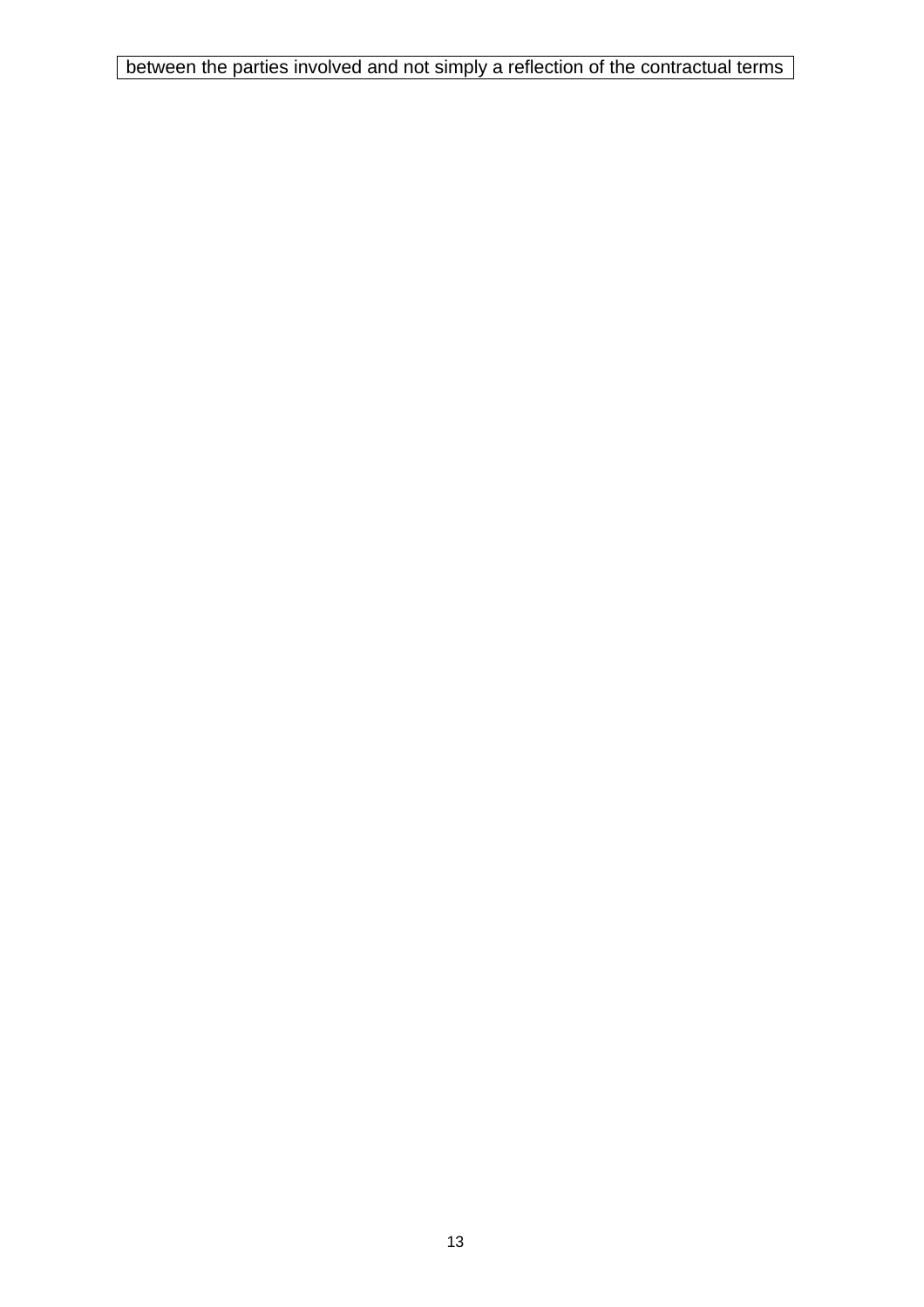between the parties involved and not simply a reflection of the contractual terms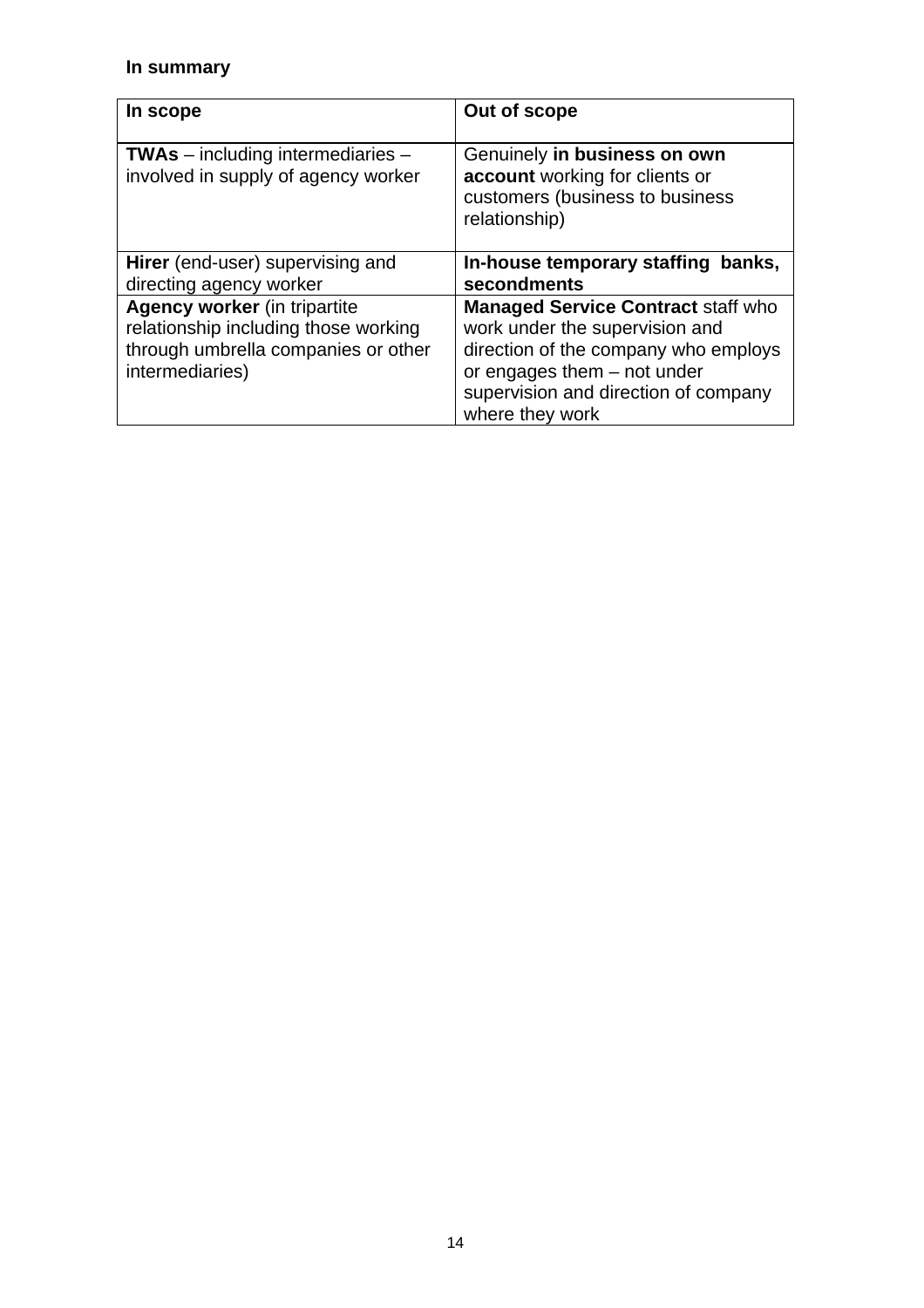**In summary**

| **In scope** | **Out of scope** |
|---|---|
| **TWAs** – including intermediaries – involved in supply of agency worker | Genuinely **in business on own account** working for clients or customers (business to business relationship) |
| **Hirer** (end-user) supervising and directing agency worker | **In-house temporary staffing banks, secondments** |
| **Agency worker** (in tripartite relationship including those working through umbrella companies or other intermediaries) | **Managed Service Contract** staff who work under the supervision and direction of the company who employs or engages them – not under supervision and direction of company where they work |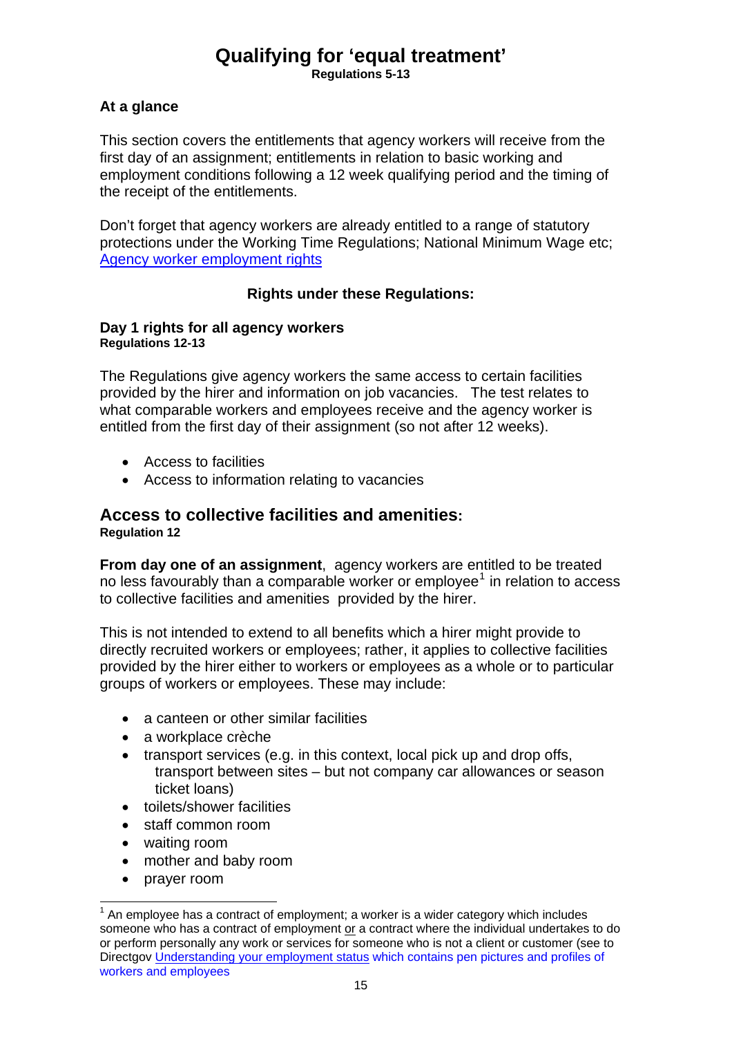# Qualifying for 'equal treatment'

**Regulations 5-13**

### At a glance

This section covers the entitlements that agency workers will receive from the first day of an assignment; entitlements in relation to basic working and employment conditions following a 12 week qualifying period and the timing of the receipt of the entitlements.

Don't forget that agency workers are already entitled to a range of statutory protections under the Working Time Regulations; National Minimum Wage etc; [Agency worker employment rights]

### Rights under these Regulations:

#### Day 1 rights for all agency workers

**Regulations 12-13**

The Regulations give agency workers the same access to certain facilities provided by the hirer and information on job vacancies. The test relates to what comparable workers and employees receive and the agency worker is entitled from the first day of their assignment (so not after 12 weeks).

- Access to facilities
- Access to information relating to vacancies

## Access to collective facilities and amenities:

**Regulation 12**

**From day one of an assignment**, agency workers are entitled to be treated no less favourably than a comparable worker or employee[1] in relation to access to collective facilities and amenities provided by the hirer.

This is not intended to extend to all benefits which a hirer might provide to directly recruited workers or employees; rather, it applies to collective facilities provided by the hirer either to workers or employees as a whole or to particular groups of workers or employees. These may include:

- a canteen or other similar facilities
- a workplace crèche
- transport services (e.g. in this context, local pick up and drop offs, transport between sites – but not company car allowances or season ticket loans)
- toilets/shower facilities
- staff common room
- waiting room
- mother and baby room
- prayer room

[1] An employee has a contract of employment; a worker is a wider category which includes someone who has a contract of employment or a contract where the individual undertakes to do or perform personally any work or services for someone who is not a client or customer (see to Directgov Understanding your employment status which contains pen pictures and profiles of workers and employees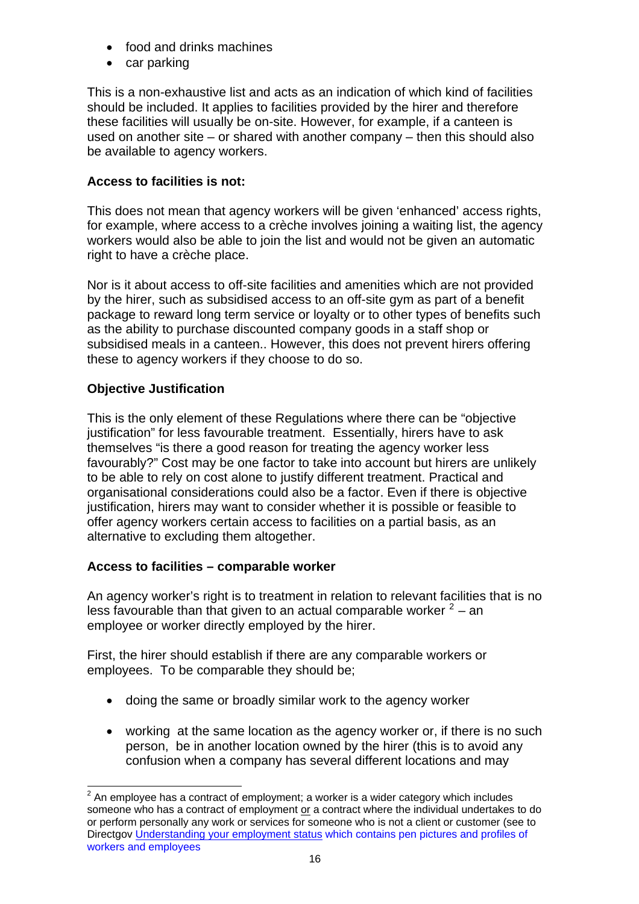- food and drinks machines
- car parking

This is a non-exhaustive list and acts as an indication of which kind of facilities should be included. It applies to facilities provided by the hirer and therefore these facilities will usually be on-site. However, for example, if a canteen is used on another site – or shared with another company – then this should also be available to agency workers.

**Access to facilities is not:**

This does not mean that agency workers will be given 'enhanced' access rights, for example, where access to a crèche involves joining a waiting list, the agency workers would also be able to join the list and would not be given an automatic right to have a crèche place.

Nor is it about access to off-site facilities and amenities which are not provided by the hirer, such as subsidised access to an off-site gym as part of a benefit package to reward long term service or loyalty or to other types of benefits such as the ability to purchase discounted company goods in a staff shop or subsidised meals in a canteen.. However, this does not prevent hirers offering these to agency workers if they choose to do so.

**Objective Justification**

This is the only element of these Regulations where there can be "objective justification" for less favourable treatment. Essentially, hirers have to ask themselves "is there a good reason for treating the agency worker less favourably?" Cost may be one factor to take into account but hirers are unlikely to be able to rely on cost alone to justify different treatment. Practical and organisational considerations could also be a factor. Even if there is objective justification, hirers may want to consider whether it is possible or feasible to offer agency workers certain access to facilities on a partial basis, as an alternative to excluding them altogether.

**Access to facilities – comparable worker**

An agency worker's right is to treatment in relation to relevant facilities that is no less favourable than that given to an actual comparable worker [2] – an employee or worker directly employed by the hirer.

First, the hirer should establish if there are any comparable workers or employees. To be comparable they should be;

- doing the same or broadly similar work to the agency worker
- working at the same location as the agency worker or, if there is no such person, be in another location owned by the hirer (this is to avoid any confusion when a company has several different locations and may

[2] An employee has a contract of employment; a worker is a wider category which includes someone who has a contract of employment or a contract where the individual undertakes to do or perform personally any work or services for someone who is not a client or customer (see to Directgov Understanding your employment status which contains pen pictures and profiles of workers and employees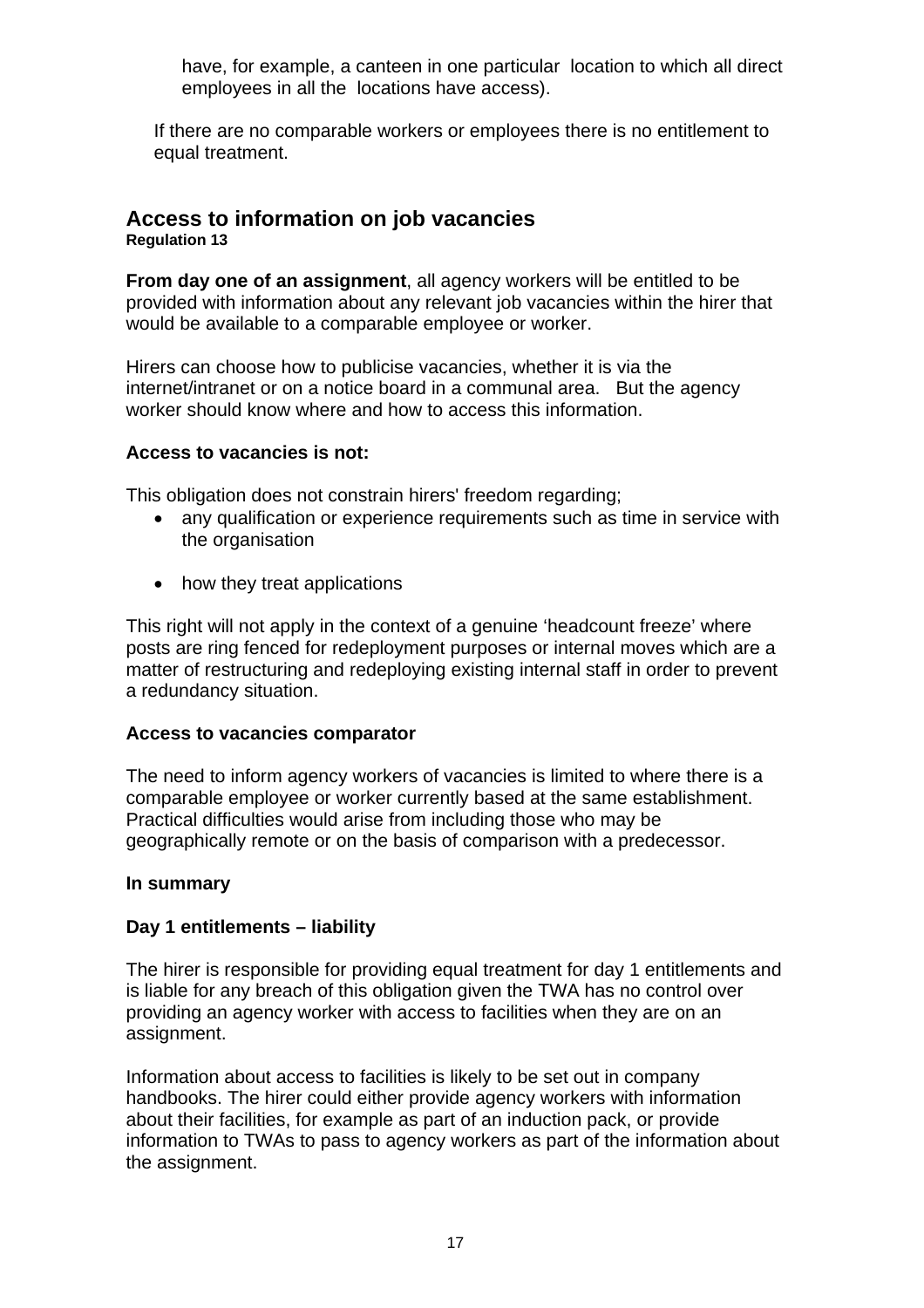have, for example, a canteen in one particular location to which all direct employees in all the locations have access).

If there are no comparable workers or employees there is no entitlement to equal treatment.

## Access to information on job vacancies

**Regulation 13**

**From day one of an assignment**, all agency workers will be entitled to be provided with information about any relevant job vacancies within the hirer that would be available to a comparable employee or worker.

Hirers can choose how to publicise vacancies, whether it is via the internet/intranet or on a notice board in a communal area. But the agency worker should know where and how to access this information.

**Access to vacancies is not:**

This obligation does not constrain hirers' freedom regarding;

- any qualification or experience requirements such as time in service with the organisation
- how they treat applications

This right will not apply in the context of a genuine 'headcount freeze' where posts are ring fenced for redeployment purposes or internal moves which are a matter of restructuring and redeploying existing internal staff in order to prevent a redundancy situation.

**Access to vacancies comparator**

The need to inform agency workers of vacancies is limited to where there is a comparable employee or worker currently based at the same establishment. Practical difficulties would arise from including those who may be geographically remote or on the basis of comparison with a predecessor.

**In summary**

**Day 1 entitlements – liability**

The hirer is responsible for providing equal treatment for day 1 entitlements and is liable for any breach of this obligation given the TWA has no control over providing an agency worker with access to facilities when they are on an assignment.

Information about access to facilities is likely to be set out in company handbooks. The hirer could either provide agency workers with information about their facilities, for example as part of an induction pack, or provide information to TWAs to pass to agency workers as part of the information about the assignment.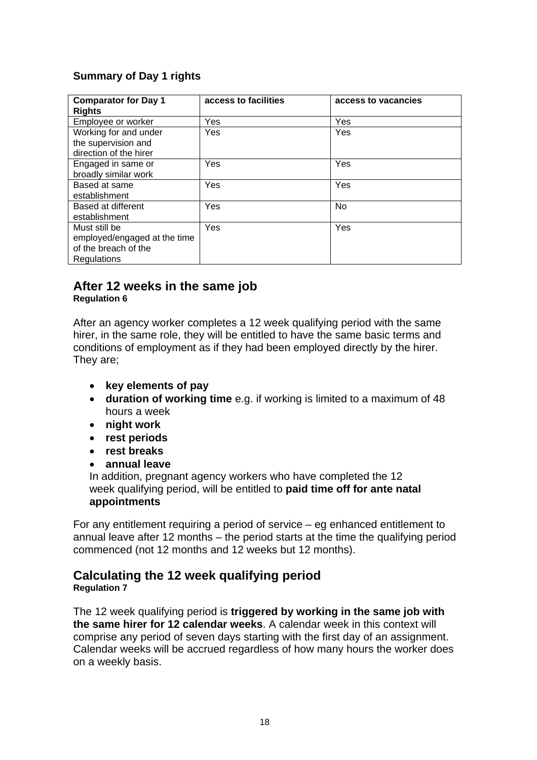**Summary of Day 1 rights**

| Comparator for Day 1 Rights | access to facilities | access to vacancies |
|---|---|---|
| Employee or worker | Yes | Yes |
| Working for and under the supervision and direction of the hirer | Yes | Yes |
| Engaged in same or broadly similar work | Yes | Yes |
| Based at same establishment | Yes | Yes |
| Based at different establishment | Yes | No |
| Must still be employed/engaged at the time of the breach of the Regulations | Yes | Yes |

## After 12 weeks in the same job

**Regulation 6**

After an agency worker completes a 12 week qualifying period with the same hirer, in the same role, they will be entitled to have the same basic terms and conditions of employment as if they had been employed directly by the hirer. They are;

- **key elements of pay**
- **duration of working time** e.g. if working is limited to a maximum of 48 hours a week
- **night work**
- **rest periods**
- **rest breaks**
- **annual leave**

  In addition, pregnant agency workers who have completed the 12 week qualifying period, will be entitled to **paid time off for ante natal appointments**

For any entitlement requiring a period of service – eg enhanced entitlement to annual leave after 12 months – the period starts at the time the qualifying period commenced (not 12 months and 12 weeks but 12 months).

## Calculating the 12 week qualifying period

**Regulation 7**

The 12 week qualifying period is **triggered by working in the same job with the same hirer for 12 calendar weeks**. A calendar week in this context will comprise any period of seven days starting with the first day of an assignment. Calendar weeks will be accrued regardless of how many hours the worker does on a weekly basis.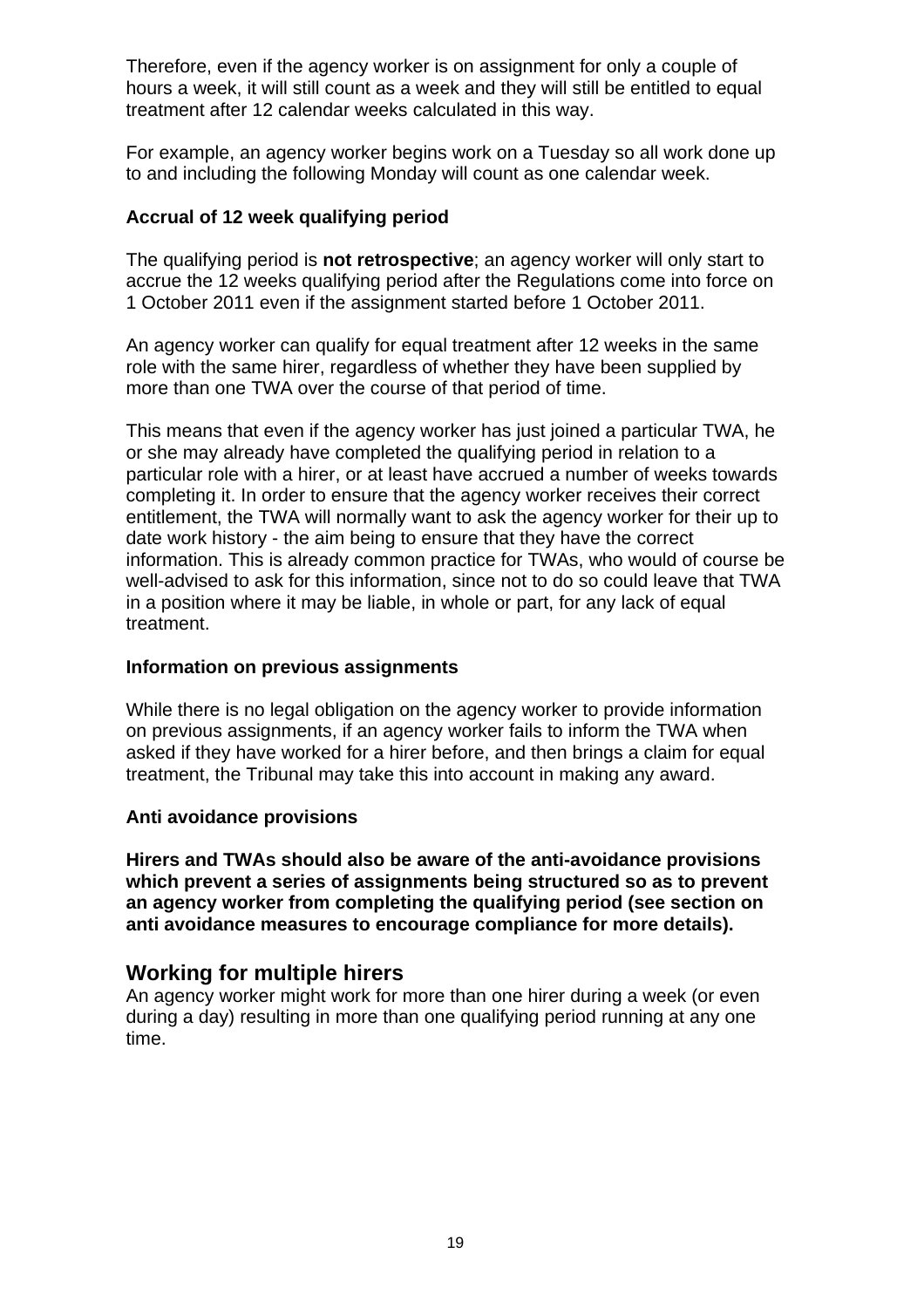Therefore, even if the agency worker is on assignment for only a couple of hours a week, it will still count as a week and they will still be entitled to equal treatment after 12 calendar weeks calculated in this way.

For example, an agency worker begins work on a Tuesday so all work done up to and including the following Monday will count as one calendar week.

**Accrual of 12 week qualifying period**

The qualifying period is **not retrospective**; an agency worker will only start to accrue the 12 weeks qualifying period after the Regulations come into force on 1 October 2011 even if the assignment started before 1 October 2011.

An agency worker can qualify for equal treatment after 12 weeks in the same role with the same hirer, regardless of whether they have been supplied by more than one TWA over the course of that period of time.

This means that even if the agency worker has just joined a particular TWA, he or she may already have completed the qualifying period in relation to a particular role with a hirer, or at least have accrued a number of weeks towards completing it. In order to ensure that the agency worker receives their correct entitlement, the TWA will normally want to ask the agency worker for their up to date work history - the aim being to ensure that they have the correct information. This is already common practice for TWAs, who would of course be well-advised to ask for this information, since not to do so could leave that TWA in a position where it may be liable, in whole or part, for any lack of equal treatment.

**Information on previous assignments**

While there is no legal obligation on the agency worker to provide information on previous assignments, if an agency worker fails to inform the TWA when asked if they have worked for a hirer before, and then brings a claim for equal treatment, the Tribunal may take this into account in making any award.

**Anti avoidance provisions**

**Hirers and TWAs should also be aware of the anti-avoidance provisions which prevent a series of assignments being structured so as to prevent an agency worker from completing the qualifying period (see section on anti avoidance measures to encourage compliance for more details).**

## Working for multiple hirers

An agency worker might work for more than one hirer during a week (or even during a day) resulting in more than one qualifying period running at any one time.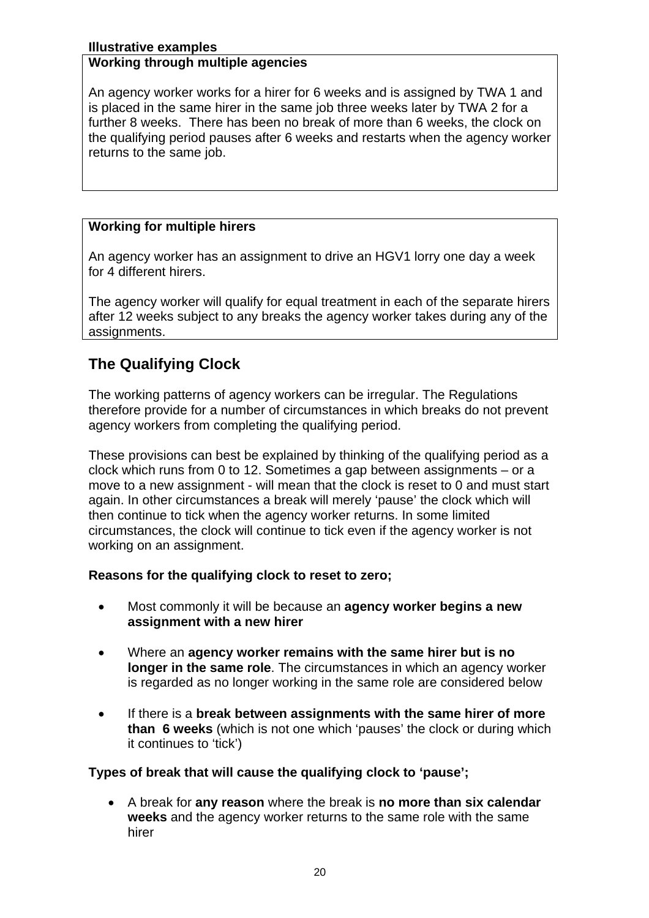**Illustrative examples**

**Working through multiple agencies**

An agency worker works for a hirer for 6 weeks and is assigned by TWA 1 and is placed in the same hirer in the same job three weeks later by TWA 2 for a further 8 weeks. There has been no break of more than 6 weeks, the clock on the qualifying period pauses after 6 weeks and restarts when the agency worker returns to the same job.

**Working for multiple hirers**

An agency worker has an assignment to drive an HGV1 lorry one day a week for 4 different hirers.

The agency worker will qualify for equal treatment in each of the separate hirers after 12 weeks subject to any breaks the agency worker takes during any of the assignments.

## The Qualifying Clock

The working patterns of agency workers can be irregular. The Regulations therefore provide for a number of circumstances in which breaks do not prevent agency workers from completing the qualifying period.

These provisions can best be explained by thinking of the qualifying period as a clock which runs from 0 to 12. Sometimes a gap between assignments – or a move to a new assignment - will mean that the clock is reset to 0 and must start again. In other circumstances a break will merely 'pause' the clock which will then continue to tick when the agency worker returns. In some limited circumstances, the clock will continue to tick even if the agency worker is not working on an assignment.

**Reasons for the qualifying clock to reset to zero;**

- Most commonly it will be because an **agency worker begins a new assignment with a new hirer**
- Where an **agency worker remains with the same hirer but is no longer in the same role**. The circumstances in which an agency worker is regarded as no longer working in the same role are considered below
- If there is a **break between assignments with the same hirer of more than 6 weeks** (which is not one which 'pauses' the clock or during which it continues to 'tick')

**Types of break that will cause the qualifying clock to 'pause';**

- A break for **any reason** where the break is **no more than six calendar weeks** and the agency worker returns to the same role with the same hirer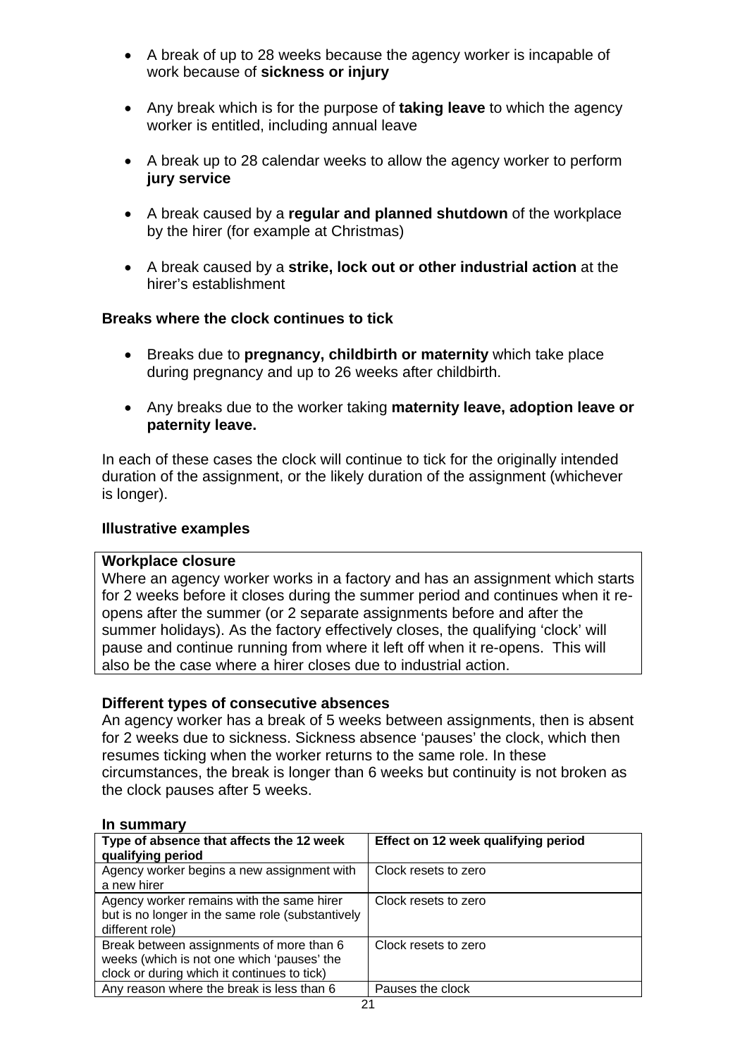- A break of up to 28 weeks because the agency worker is incapable of work because of **sickness or injury**

- Any break which is for the purpose of **taking leave** to which the agency worker is entitled, including annual leave

- A break up to 28 calendar weeks to allow the agency worker to perform **jury service**

- A break caused by a **regular and planned shutdown** of the workplace by the hirer (for example at Christmas)

- A break caused by a **strike, lock out or other industrial action** at the hirer's establishment

**Breaks where the clock continues to tick**

- Breaks due to **pregnancy, childbirth or maternity** which take place during pregnancy and up to 26 weeks after childbirth.

- Any breaks due to the worker taking **maternity leave, adoption leave or paternity leave.**

In each of these cases the clock will continue to tick for the originally intended duration of the assignment, or the likely duration of the assignment (whichever is longer).

**Illustrative examples**

**Workplace closure**
Where an agency worker works in a factory and has an assignment which starts for 2 weeks before it closes during the summer period and continues when it re-opens after the summer (or 2 separate assignments before and after the summer holidays). As the factory effectively closes, the qualifying 'clock' will pause and continue running from where it left off when it re-opens. This will also be the case where a hirer closes due to industrial action.

**Different types of consecutive absences**
An agency worker has a break of 5 weeks between assignments, then is absent for 2 weeks due to sickness. Sickness absence 'pauses' the clock, which then resumes ticking when the worker returns to the same role. In these circumstances, the break is longer than 6 weeks but continuity is not broken as the clock pauses after 5 weeks.

**In summary**

| Type of absence that affects the 12 week qualifying period | Effect on 12 week qualifying period |
|---|---|
| Agency worker begins a new assignment with a new hirer | Clock resets to zero |
| Agency worker remains with the same hirer but is no longer in the same role (substantively different role) | Clock resets to zero |
| Break between assignments of more than 6 weeks (which is not one which 'pauses' the clock or during which it continues to tick) | Clock resets to zero |
| Any reason where the break is less than 6 | Pauses the clock |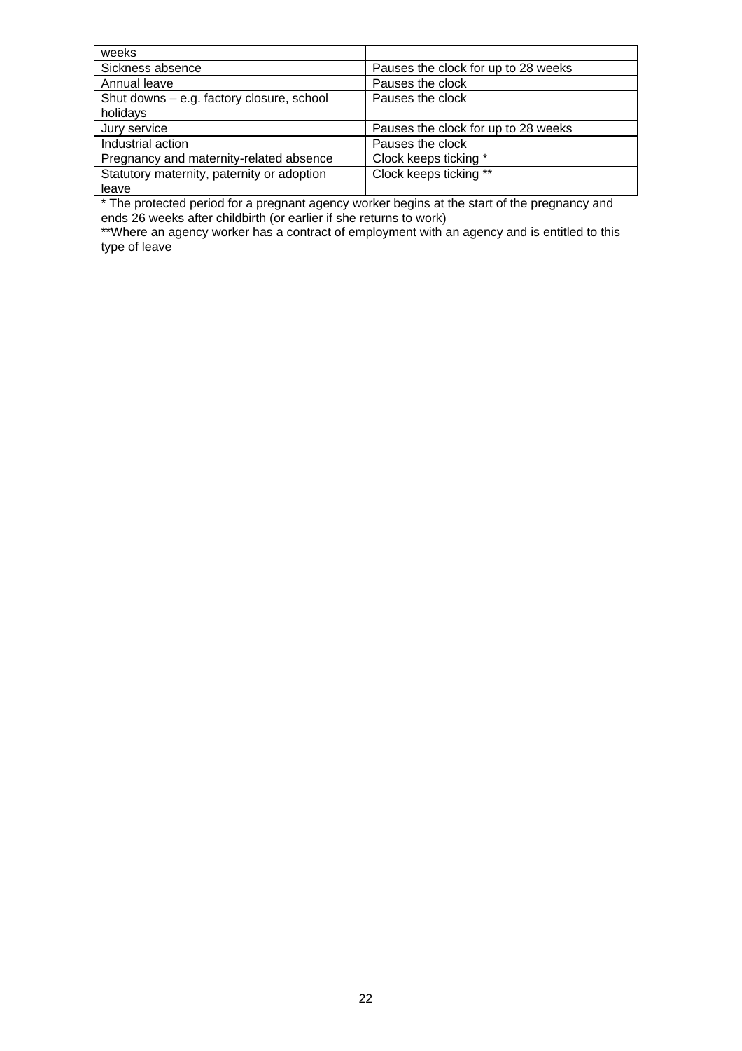| weeks | |
|---|---|
| Sickness absence | Pauses the clock for up to 28 weeks |
| Annual leave | Pauses the clock |
| Shut downs – e.g. factory closure, school holidays | Pauses the clock |
| Jury service | Pauses the clock for up to 28 weeks |
| Industrial action | Pauses the clock |
| Pregnancy and maternity-related absence | Clock keeps ticking * |
| Statutory maternity, paternity or adoption leave | Clock keeps ticking ** |

* The protected period for a pregnant agency worker begins at the start of the pregnancy and ends 26 weeks after childbirth (or earlier if she returns to work)

**Where an agency worker has a contract of employment with an agency and is entitled to this type of leave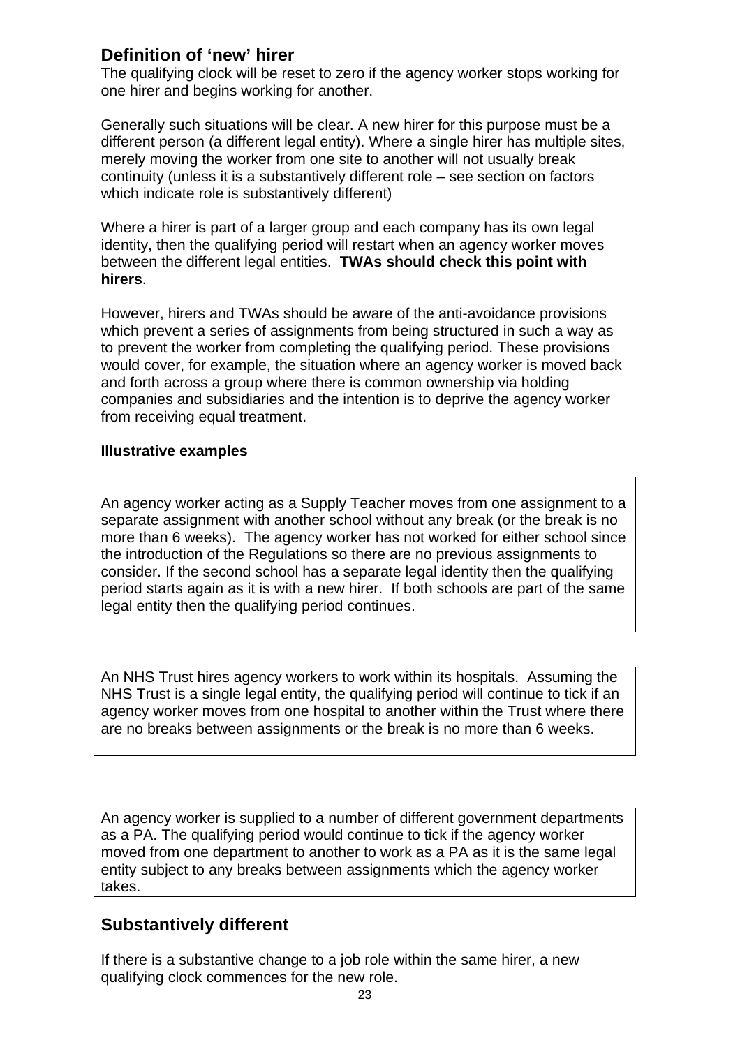## Definition of 'new' hirer

The qualifying clock will be reset to zero if the agency worker stops working for one hirer and begins working for another.

Generally such situations will be clear. A new hirer for this purpose must be a different person (a different legal entity). Where a single hirer has multiple sites, merely moving the worker from one site to another will not usually break continuity (unless it is a substantively different role – see section on factors which indicate role is substantively different)

Where a hirer is part of a larger group and each company has its own legal identity, then the qualifying period will restart when an agency worker moves between the different legal entities. **TWAs should check this point with hirers**.

However, hirers and TWAs should be aware of the anti-avoidance provisions which prevent a series of assignments from being structured in such a way as to prevent the worker from completing the qualifying period. These provisions would cover, for example, the situation where an agency worker is moved back and forth across a group where there is common ownership via holding companies and subsidiaries and the intention is to deprive the agency worker from receiving equal treatment.

**Illustrative examples**

An agency worker acting as a Supply Teacher moves from one assignment to a separate assignment with another school without any break (or the break is no more than 6 weeks). The agency worker has not worked for either school since the introduction of the Regulations so there are no previous assignments to consider. If the second school has a separate legal identity then the qualifying period starts again as it is with a new hirer. If both schools are part of the same legal entity then the qualifying period continues.

An NHS Trust hires agency workers to work within its hospitals. Assuming the NHS Trust is a single legal entity, the qualifying period will continue to tick if an agency worker moves from one hospital to another within the Trust where there are no breaks between assignments or the break is no more than 6 weeks.

An agency worker is supplied to a number of different government departments as a PA. The qualifying period would continue to tick if the agency worker moved from one department to another to work as a PA as it is the same legal entity subject to any breaks between assignments which the agency worker takes.

## Substantively different

If there is a substantive change to a job role within the same hirer, a new qualifying clock commences for the new role.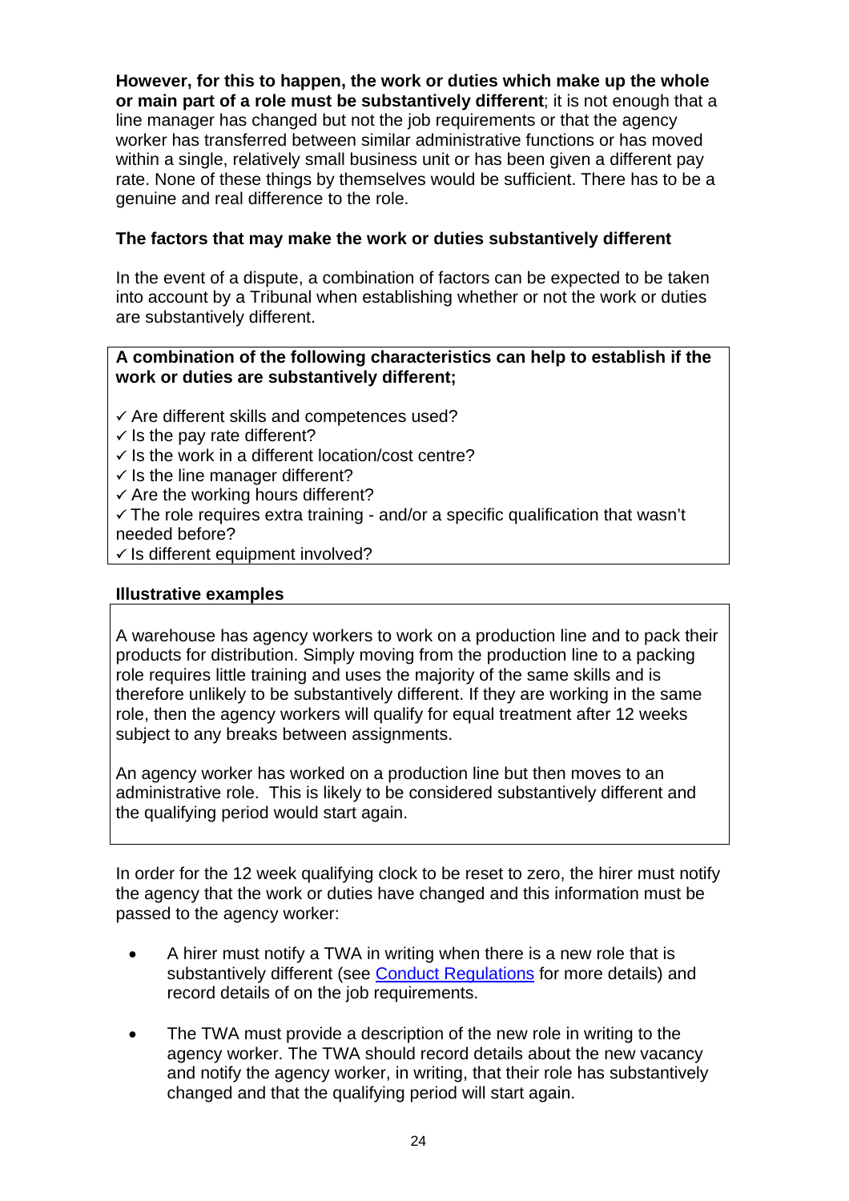**However, for this to happen, the work or duties which make up the whole or main part of a role must be substantively different**; it is not enough that a line manager has changed but not the job requirements or that the agency worker has transferred between similar administrative functions or has moved within a single, relatively small business unit or has been given a different pay rate. None of these things by themselves would be sufficient. There has to be a genuine and real difference to the role.

### The factors that may make the work or duties substantively different

In the event of a dispute, a combination of factors can be expected to be taken into account by a Tribunal when establishing whether or not the work or duties are substantively different.

**A combination of the following characteristics can help to establish if the work or duties are substantively different;**

✓ Are different skills and competences used?
✓ Is the pay rate different?
✓ Is the work in a different location/cost centre?
✓ Is the line manager different?
✓ Are the working hours different?
✓ The role requires extra training - and/or a specific qualification that wasn't needed before?
✓ Is different equipment involved?

### Illustrative examples

A warehouse has agency workers to work on a production line and to pack their products for distribution. Simply moving from the production line to a packing role requires little training and uses the majority of the same skills and is therefore unlikely to be substantively different. If they are working in the same role, then the agency workers will qualify for equal treatment after 12 weeks subject to any breaks between assignments.

An agency worker has worked on a production line but then moves to an administrative role. This is likely to be considered substantively different and the qualifying period would start again.

In order for the 12 week qualifying clock to be reset to zero, the hirer must notify the agency that the work or duties have changed and this information must be passed to the agency worker:

- A hirer must notify a TWA in writing when there is a new role that is substantively different (see Conduct Regulations for more details) and record details of on the job requirements.
- The TWA must provide a description of the new role in writing to the agency worker. The TWA should record details about the new vacancy and notify the agency worker, in writing, that their role has substantively changed and that the qualifying period will start again.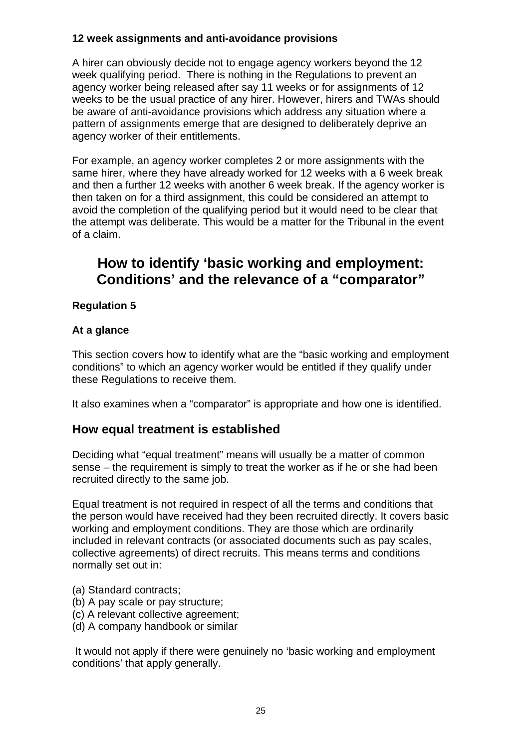**12 week assignments and anti-avoidance provisions**

A hirer can obviously decide not to engage agency workers beyond the 12 week qualifying period. There is nothing in the Regulations to prevent an agency worker being released after say 11 weeks or for assignments of 12 weeks to be the usual practice of any hirer. However, hirers and TWAs should be aware of anti-avoidance provisions which address any situation where a pattern of assignments emerge that are designed to deliberately deprive an agency worker of their entitlements.

For example, an agency worker completes 2 or more assignments with the same hirer, where they have already worked for 12 weeks with a 6 week break and then a further 12 weeks with another 6 week break. If the agency worker is then taken on for a third assignment, this could be considered an attempt to avoid the completion of the qualifying period but it would need to be clear that the attempt was deliberate. This would be a matter for the Tribunal in the event of a claim.

# How to identify 'basic working and employment: Conditions' and the relevance of a "comparator"

**Regulation 5**

**At a glance**

This section covers how to identify what are the "basic working and employment conditions" to which an agency worker would be entitled if they qualify under these Regulations to receive them.

It also examines when a "comparator" is appropriate and how one is identified.

## How equal treatment is established

Deciding what "equal treatment" means will usually be a matter of common sense – the requirement is simply to treat the worker as if he or she had been recruited directly to the same job.

Equal treatment is not required in respect of all the terms and conditions that the person would have received had they been recruited directly. It covers basic working and employment conditions. They are those which are ordinarily included in relevant contracts (or associated documents such as pay scales, collective agreements) of direct recruits. This means terms and conditions normally set out in:

(a) Standard contracts;
(b) A pay scale or pay structure;
(c) A relevant collective agreement;
(d) A company handbook or similar

It would not apply if there were genuinely no 'basic working and employment conditions' that apply generally.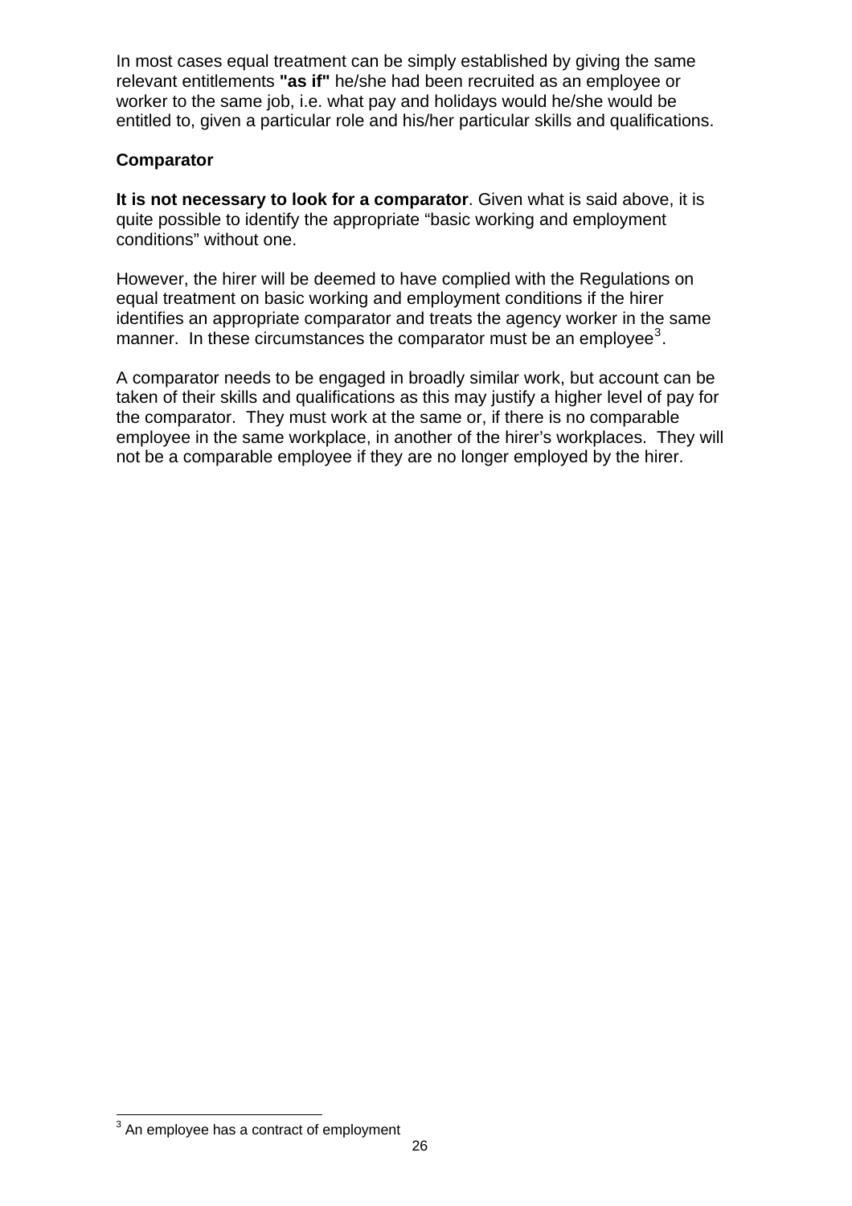In most cases equal treatment can be simply established by giving the same relevant entitlements **"as if"** he/she had been recruited as an employee or worker to the same job, i.e. what pay and holidays would he/she would be entitled to, given a particular role and his/her particular skills and qualifications.

**Comparator**

**It is not necessary to look for a comparator**. Given what is said above, it is quite possible to identify the appropriate "basic working and employment conditions" without one.

However, the hirer will be deemed to have complied with the Regulations on equal treatment on basic working and employment conditions if the hirer identifies an appropriate comparator and treats the agency worker in the same manner. In these circumstances the comparator must be an employee[3].

A comparator needs to be engaged in broadly similar work, but account can be taken of their skills and qualifications as this may justify a higher level of pay for the comparator. They must work at the same or, if there is no comparable employee in the same workplace, in another of the hirer's workplaces. They will not be a comparable employee if they are no longer employed by the hirer.

[3] An employee has a contract of employment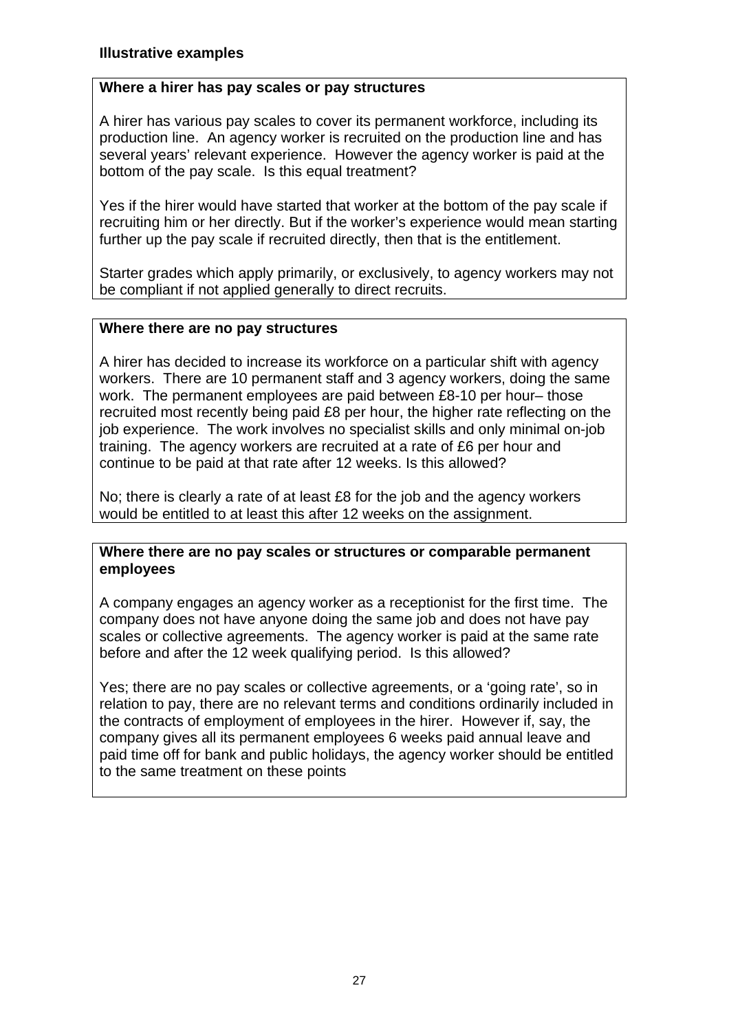**Illustrative examples**

**Where a hirer has pay scales or pay structures**

A hirer has various pay scales to cover its permanent workforce, including its production line. An agency worker is recruited on the production line and has several years' relevant experience. However the agency worker is paid at the bottom of the pay scale. Is this equal treatment?

Yes if the hirer would have started that worker at the bottom of the pay scale if recruiting him or her directly. But if the worker's experience would mean starting further up the pay scale if recruited directly, then that is the entitlement.

Starter grades which apply primarily, or exclusively, to agency workers may not be compliant if not applied generally to direct recruits.

**Where there are no pay structures**

A hirer has decided to increase its workforce on a particular shift with agency workers. There are 10 permanent staff and 3 agency workers, doing the same work. The permanent employees are paid between £8-10 per hour– those recruited most recently being paid £8 per hour, the higher rate reflecting on the job experience. The work involves no specialist skills and only minimal on-job training. The agency workers are recruited at a rate of £6 per hour and continue to be paid at that rate after 12 weeks. Is this allowed?

No; there is clearly a rate of at least £8 for the job and the agency workers would be entitled to at least this after 12 weeks on the assignment.

**Where there are no pay scales or structures or comparable permanent employees**

A company engages an agency worker as a receptionist for the first time. The company does not have anyone doing the same job and does not have pay scales or collective agreements. The agency worker is paid at the same rate before and after the 12 week qualifying period. Is this allowed?

Yes; there are no pay scales or collective agreements, or a 'going rate', so in relation to pay, there are no relevant terms and conditions ordinarily included in the contracts of employment of employees in the hirer. However if, say, the company gives all its permanent employees 6 weeks paid annual leave and paid time off for bank and public holidays, the agency worker should be entitled to the same treatment on these points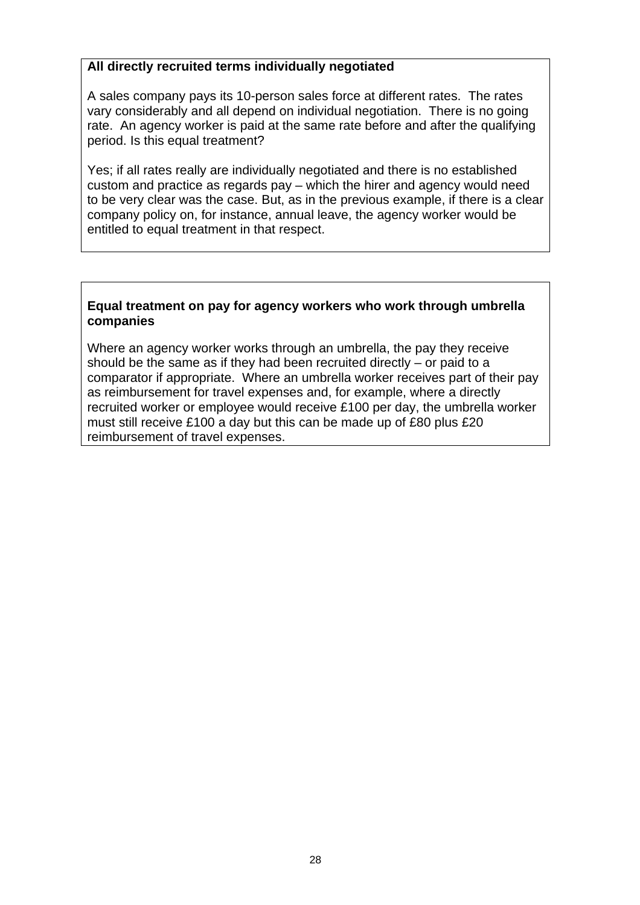**All directly recruited terms individually negotiated**

A sales company pays its 10-person sales force at different rates. The rates vary considerably and all depend on individual negotiation. There is no going rate. An agency worker is paid at the same rate before and after the qualifying period. Is this equal treatment?

Yes; if all rates really are individually negotiated and there is no established custom and practice as regards pay – which the hirer and agency would need to be very clear was the case. But, as in the previous example, if there is a clear company policy on, for instance, annual leave, the agency worker would be entitled to equal treatment in that respect.

**Equal treatment on pay for agency workers who work through umbrella companies**

Where an agency worker works through an umbrella, the pay they receive should be the same as if they had been recruited directly – or paid to a comparator if appropriate. Where an umbrella worker receives part of their pay as reimbursement for travel expenses and, for example, where a directly recruited worker or employee would receive £100 per day, the umbrella worker must still receive £100 a day but this can be made up of £80 plus £20 reimbursement of travel expenses.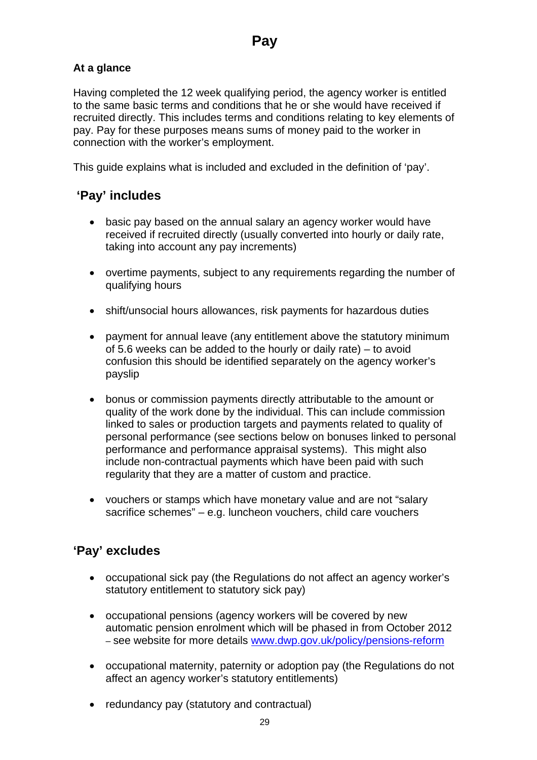# Pay

**At a glance**

Having completed the 12 week qualifying period, the agency worker is entitled to the same basic terms and conditions that he or she would have received if recruited directly. This includes terms and conditions relating to key elements of pay. Pay for these purposes means sums of money paid to the worker in connection with the worker's employment.

This guide explains what is included and excluded in the definition of 'pay'.

## 'Pay' includes

- basic pay based on the annual salary an agency worker would have received if recruited directly (usually converted into hourly or daily rate, taking into account any pay increments)
- overtime payments, subject to any requirements regarding the number of qualifying hours
- shift/unsocial hours allowances, risk payments for hazardous duties
- payment for annual leave (any entitlement above the statutory minimum of 5.6 weeks can be added to the hourly or daily rate) – to avoid confusion this should be identified separately on the agency worker's payslip
- bonus or commission payments directly attributable to the amount or quality of the work done by the individual. This can include commission linked to sales or production targets and payments related to quality of personal performance (see sections below on bonuses linked to personal performance and performance appraisal systems). This might also include non-contractual payments which have been paid with such regularity that they are a matter of custom and practice.
- vouchers or stamps which have monetary value and are not "salary sacrifice schemes" – e.g. luncheon vouchers, child care vouchers

## 'Pay' excludes

- occupational sick pay (the Regulations do not affect an agency worker's statutory entitlement to statutory sick pay)
- occupational pensions (agency workers will be covered by new automatic pension enrolment which will be phased in from October 2012 – see website for more details www.dwp.gov.uk/policy/pensions-reform
- occupational maternity, paternity or adoption pay (the Regulations do not affect an agency worker's statutory entitlements)
- redundancy pay (statutory and contractual)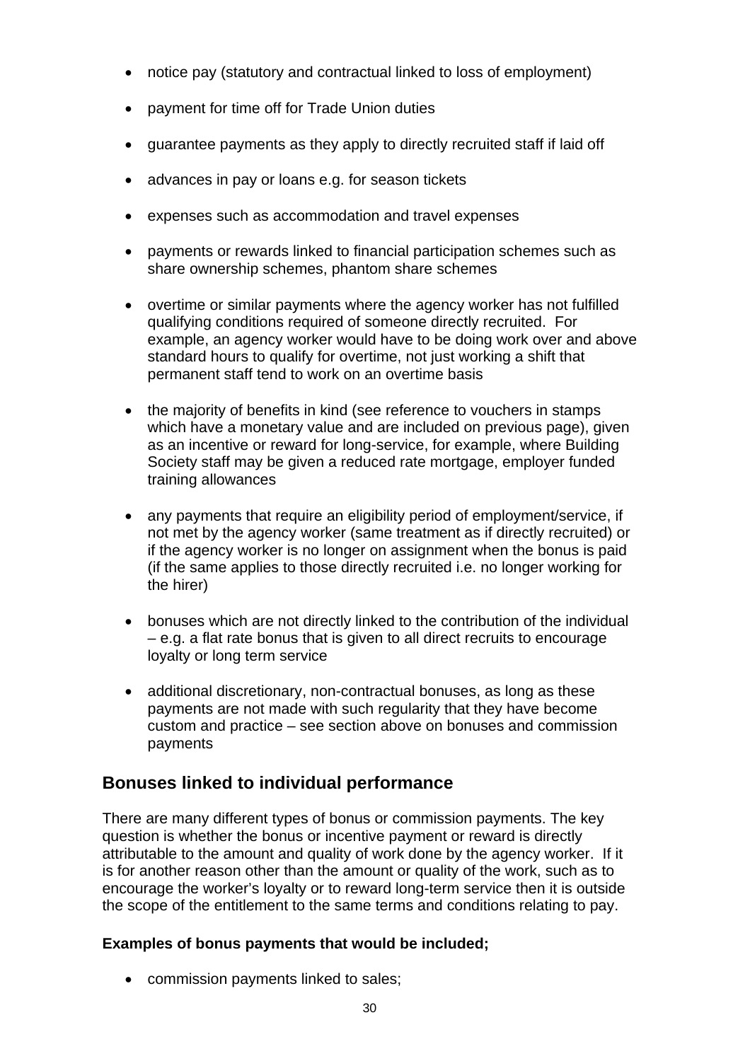- notice pay (statutory and contractual linked to loss of employment)
- payment for time off for Trade Union duties
- guarantee payments as they apply to directly recruited staff if laid off
- advances in pay or loans e.g. for season tickets
- expenses such as accommodation and travel expenses
- payments or rewards linked to financial participation schemes such as share ownership schemes, phantom share schemes
- overtime or similar payments where the agency worker has not fulfilled qualifying conditions required of someone directly recruited. For example, an agency worker would have to be doing work over and above standard hours to qualify for overtime, not just working a shift that permanent staff tend to work on an overtime basis
- the majority of benefits in kind (see reference to vouchers in stamps which have a monetary value and are included on previous page), given as an incentive or reward for long-service, for example, where Building Society staff may be given a reduced rate mortgage, employer funded training allowances
- any payments that require an eligibility period of employment/service, if not met by the agency worker (same treatment as if directly recruited) or if the agency worker is no longer on assignment when the bonus is paid (if the same applies to those directly recruited i.e. no longer working for the hirer)
- bonuses which are not directly linked to the contribution of the individual – e.g. a flat rate bonus that is given to all direct recruits to encourage loyalty or long term service
- additional discretionary, non-contractual bonuses, as long as these payments are not made with such regularity that they have become custom and practice – see section above on bonuses and commission payments

## Bonuses linked to individual performance

There are many different types of bonus or commission payments. The key question is whether the bonus or incentive payment or reward is directly attributable to the amount and quality of work done by the agency worker. If it is for another reason other than the amount or quality of the work, such as to encourage the worker's loyalty or to reward long-term service then it is outside the scope of the entitlement to the same terms and conditions relating to pay.

**Examples of bonus payments that would be included;**

- commission payments linked to sales;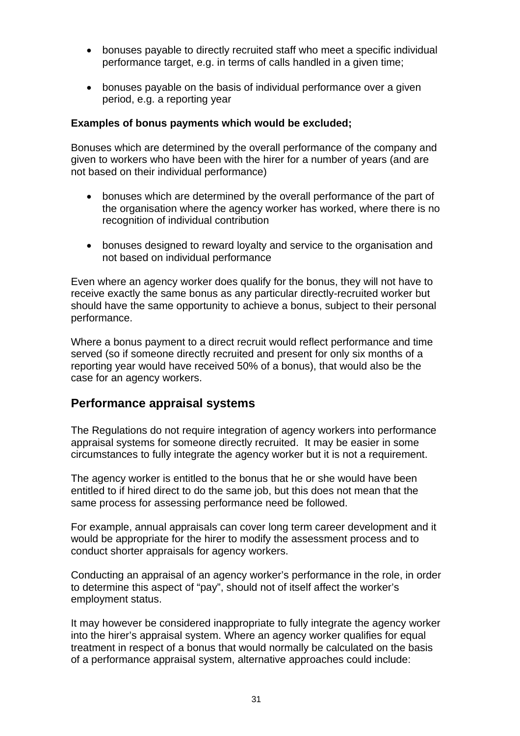- bonuses payable to directly recruited staff who meet a specific individual performance target, e.g. in terms of calls handled in a given time;

- bonuses payable on the basis of individual performance over a given period, e.g. a reporting year

**Examples of bonus payments which would be excluded;**

Bonuses which are determined by the overall performance of the company and given to workers who have been with the hirer for a number of years (and are not based on their individual performance)

- bonuses which are determined by the overall performance of the part of the organisation where the agency worker has worked, where there is no recognition of individual contribution

- bonuses designed to reward loyalty and service to the organisation and not based on individual performance

Even where an agency worker does qualify for the bonus, they will not have to receive exactly the same bonus as any particular directly-recruited worker but should have the same opportunity to achieve a bonus, subject to their personal performance.

Where a bonus payment to a direct recruit would reflect performance and time served (so if someone directly recruited and present for only six months of a reporting year would have received 50% of a bonus), that would also be the case for an agency workers.

## Performance appraisal systems

The Regulations do not require integration of agency workers into performance appraisal systems for someone directly recruited. It may be easier in some circumstances to fully integrate the agency worker but it is not a requirement.

The agency worker is entitled to the bonus that he or she would have been entitled to if hired direct to do the same job, but this does not mean that the same process for assessing performance need be followed.

For example, annual appraisals can cover long term career development and it would be appropriate for the hirer to modify the assessment process and to conduct shorter appraisals for agency workers.

Conducting an appraisal of an agency worker's performance in the role, in order to determine this aspect of "pay", should not of itself affect the worker's employment status.

It may however be considered inappropriate to fully integrate the agency worker into the hirer's appraisal system. Where an agency worker qualifies for equal treatment in respect of a bonus that would normally be calculated on the basis of a performance appraisal system, alternative approaches could include: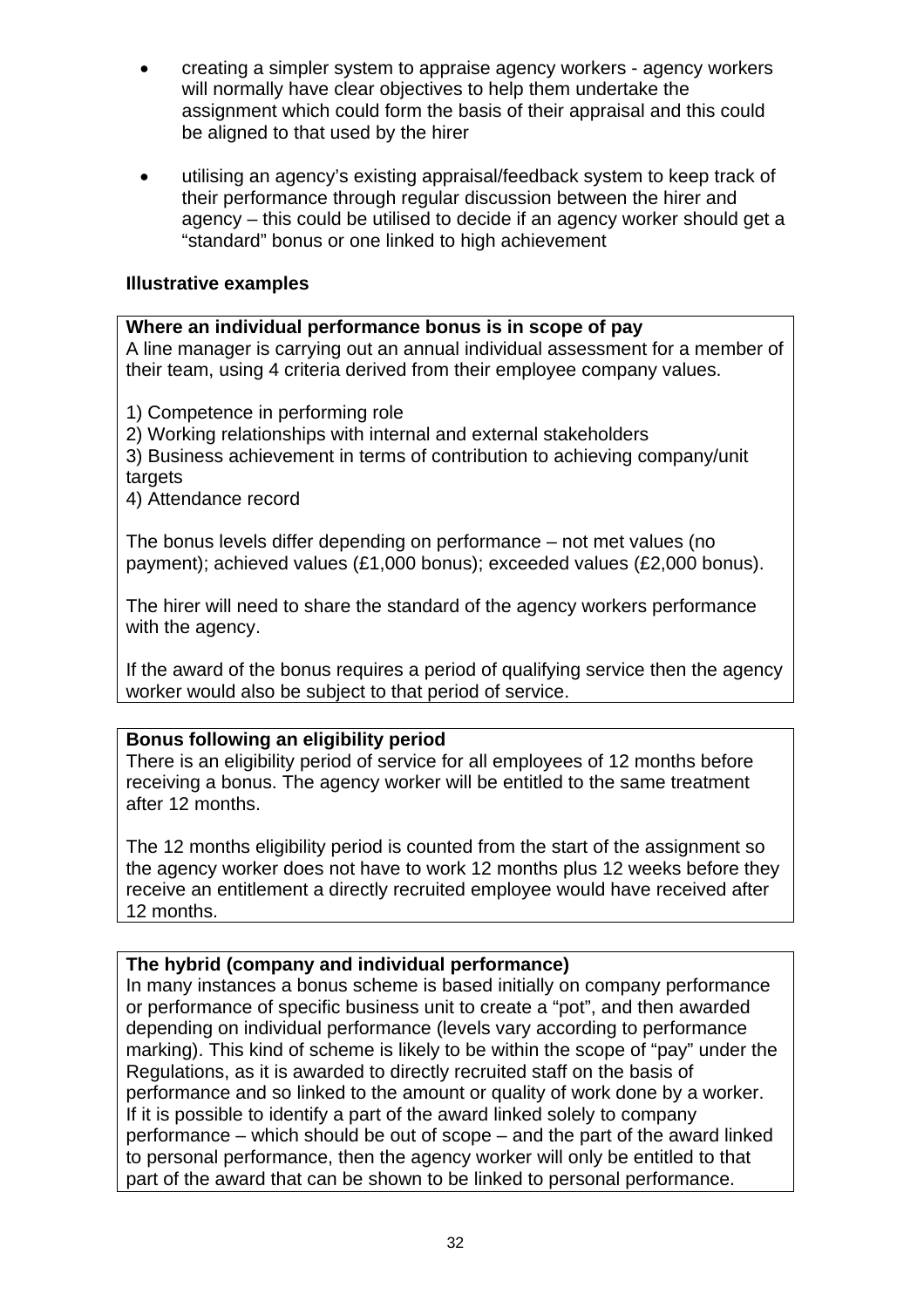- creating a simpler system to appraise agency workers - agency workers will normally have clear objectives to help them undertake the assignment which could form the basis of their appraisal and this could be aligned to that used by the hirer

- utilising an agency's existing appraisal/feedback system to keep track of their performance through regular discussion between the hirer and agency – this could be utilised to decide if an agency worker should get a "standard" bonus or one linked to high achievement

**Illustrative examples**

**Where an individual performance bonus is in scope of pay**
A line manager is carrying out an annual individual assessment for a member of their team, using 4 criteria derived from their employee company values.

1) Competence in performing role
2) Working relationships with internal and external stakeholders
3) Business achievement in terms of contribution to achieving company/unit targets
4) Attendance record

The bonus levels differ depending on performance – not met values (no payment); achieved values (£1,000 bonus); exceeded values (£2,000 bonus).

The hirer will need to share the standard of the agency workers performance with the agency.

If the award of the bonus requires a period of qualifying service then the agency worker would also be subject to that period of service.

**Bonus following an eligibility period**
There is an eligibility period of service for all employees of 12 months before receiving a bonus. The agency worker will be entitled to the same treatment after 12 months.

The 12 months eligibility period is counted from the start of the assignment so the agency worker does not have to work 12 months plus 12 weeks before they receive an entitlement a directly recruited employee would have received after 12 months.

**The hybrid (company and individual performance)**
In many instances a bonus scheme is based initially on company performance or performance of specific business unit to create a "pot", and then awarded depending on individual performance (levels vary according to performance marking). This kind of scheme is likely to be within the scope of "pay" under the Regulations, as it is awarded to directly recruited staff on the basis of performance and so linked to the amount or quality of work done by a worker. If it is possible to identify a part of the award linked solely to company performance – which should be out of scope – and the part of the award linked to personal performance, then the agency worker will only be entitled to that part of the award that can be shown to be linked to personal performance.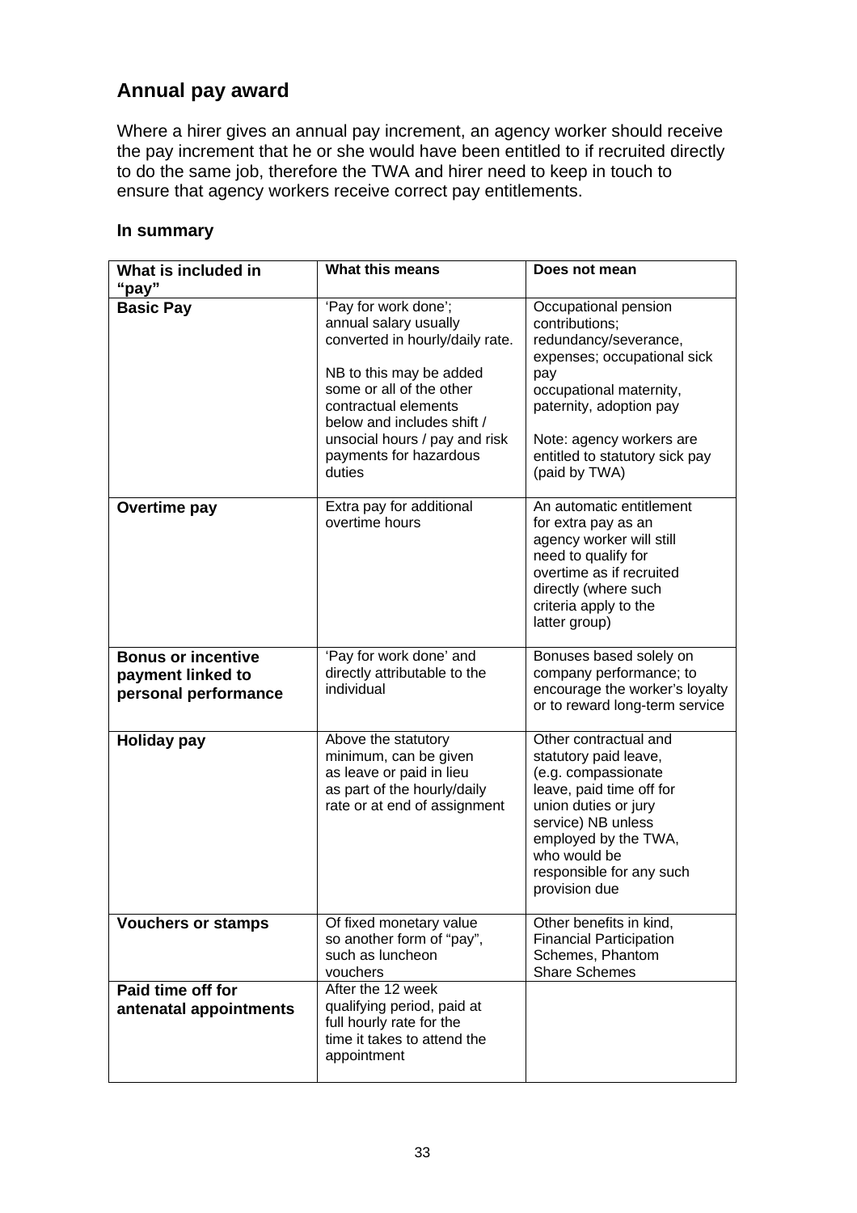## Annual pay award

Where a hirer gives an annual pay increment, an agency worker should receive the pay increment that he or she would have been entitled to if recruited directly to do the same job, therefore the TWA and hirer need to keep in touch to ensure that agency workers receive correct pay entitlements.

### In summary

| What is included in "pay" | What this means | Does not mean |
|---|---|---|
| **Basic Pay** | 'Pay for work done'; annual salary usually converted in hourly/daily rate.<br><br>NB to this may be added some or all of the other contractual elements below and includes shift / unsocial hours / pay and risk payments for hazardous duties | Occupational pension contributions; redundancy/severance, expenses; occupational sick pay occupational maternity, paternity, adoption pay<br><br>Note: agency workers are entitled to statutory sick pay (paid by TWA) |
| **Overtime pay** | Extra pay for additional overtime hours | An automatic entitlement for extra pay as an agency worker will still need to qualify for overtime as if recruited directly (where such criteria apply to the latter group) |
| **Bonus or incentive payment linked to personal performance** | 'Pay for work done' and directly attributable to the individual | Bonuses based solely on company performance; to encourage the worker's loyalty or to reward long-term service |
| **Holiday pay** | Above the statutory minimum, can be given as leave or paid in lieu as part of the hourly/daily rate or at end of assignment | Other contractual and statutory paid leave, (e.g. compassionate leave, paid time off for union duties or jury service) NB unless employed by the TWA, who would be responsible for any such provision due |
| **Vouchers or stamps** | Of fixed monetary value so another form of "pay", such as luncheon vouchers | Other benefits in kind, Financial Participation Schemes, Phantom Share Schemes |
| **Paid time off for antenatal appointments** | After the 12 week qualifying period, paid at full hourly rate for the time it takes to attend the appointment | |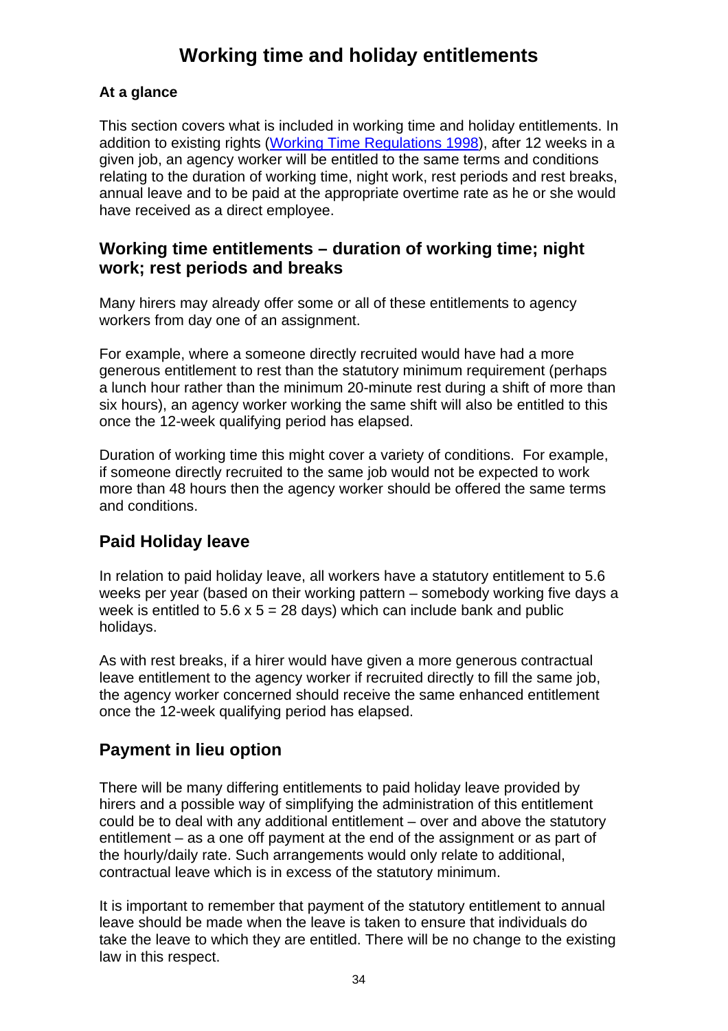# Working time and holiday entitlements

**At a glance**

This section covers what is included in working time and holiday entitlements. In addition to existing rights ([Working Time Regulations 1998](Working Time Regulations 1998)), after 12 weeks in a given job, an agency worker will be entitled to the same terms and conditions relating to the duration of working time, night work, rest periods and rest breaks, annual leave and to be paid at the appropriate overtime rate as he or she would have received as a direct employee.

## Working time entitlements – duration of working time; night work; rest periods and breaks

Many hirers may already offer some or all of these entitlements to agency workers from day one of an assignment.

For example, where a someone directly recruited would have had a more generous entitlement to rest than the statutory minimum requirement (perhaps a lunch hour rather than the minimum 20-minute rest during a shift of more than six hours), an agency worker working the same shift will also be entitled to this once the 12-week qualifying period has elapsed.

Duration of working time this might cover a variety of conditions. For example, if someone directly recruited to the same job would not be expected to work more than 48 hours then the agency worker should be offered the same terms and conditions.

## Paid Holiday leave

In relation to paid holiday leave, all workers have a statutory entitlement to 5.6 weeks per year (based on their working pattern – somebody working five days a week is entitled to 5.6 x 5 = 28 days) which can include bank and public holidays.

As with rest breaks, if a hirer would have given a more generous contractual leave entitlement to the agency worker if recruited directly to fill the same job, the agency worker concerned should receive the same enhanced entitlement once the 12-week qualifying period has elapsed.

## Payment in lieu option

There will be many differing entitlements to paid holiday leave provided by hirers and a possible way of simplifying the administration of this entitlement could be to deal with any additional entitlement – over and above the statutory entitlement – as a one off payment at the end of the assignment or as part of the hourly/daily rate. Such arrangements would only relate to additional, contractual leave which is in excess of the statutory minimum.

It is important to remember that payment of the statutory entitlement to annual leave should be made when the leave is taken to ensure that individuals do take the leave to which they are entitled. There will be no change to the existing law in this respect.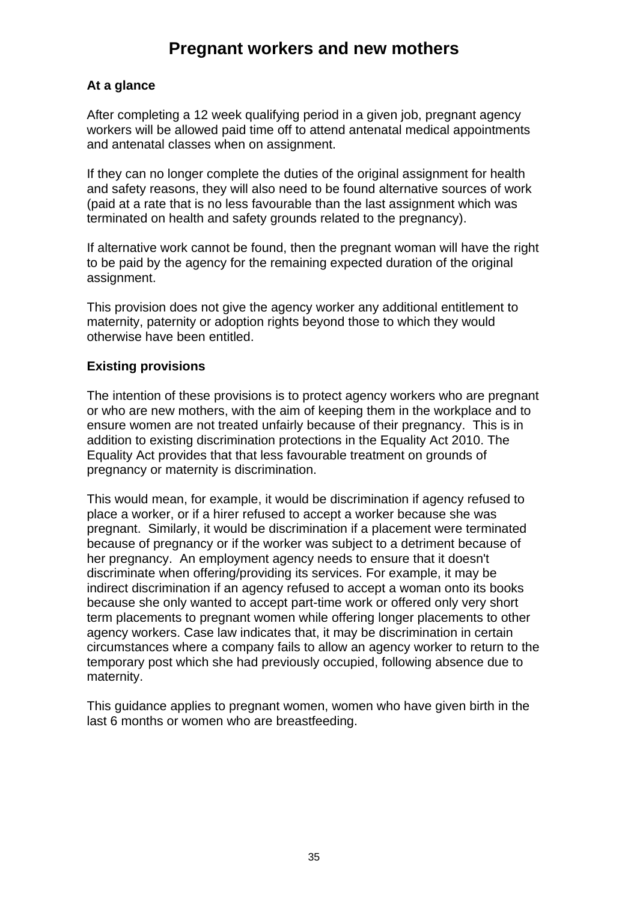# Pregnant workers and new mothers

### At a glance

After completing a 12 week qualifying period in a given job, pregnant agency workers will be allowed paid time off to attend antenatal medical appointments and antenatal classes when on assignment.

If they can no longer complete the duties of the original assignment for health and safety reasons, they will also need to be found alternative sources of work (paid at a rate that is no less favourable than the last assignment which was terminated on health and safety grounds related to the pregnancy).

If alternative work cannot be found, then the pregnant woman will have the right to be paid by the agency for the remaining expected duration of the original assignment.

This provision does not give the agency worker any additional entitlement to maternity, paternity or adoption rights beyond those to which they would otherwise have been entitled.

### Existing provisions

The intention of these provisions is to protect agency workers who are pregnant or who are new mothers, with the aim of keeping them in the workplace and to ensure women are not treated unfairly because of their pregnancy. This is in addition to existing discrimination protections in the Equality Act 2010. The Equality Act provides that that less favourable treatment on grounds of pregnancy or maternity is discrimination.

This would mean, for example, it would be discrimination if agency refused to place a worker, or if a hirer refused to accept a worker because she was pregnant. Similarly, it would be discrimination if a placement were terminated because of pregnancy or if the worker was subject to a detriment because of her pregnancy. An employment agency needs to ensure that it doesn't discriminate when offering/providing its services. For example, it may be indirect discrimination if an agency refused to accept a woman onto its books because she only wanted to accept part-time work or offered only very short term placements to pregnant women while offering longer placements to other agency workers. Case law indicates that, it may be discrimination in certain circumstances where a company fails to allow an agency worker to return to the temporary post which she had previously occupied, following absence due to maternity.

This guidance applies to pregnant women, women who have given birth in the last 6 months or women who are breastfeeding.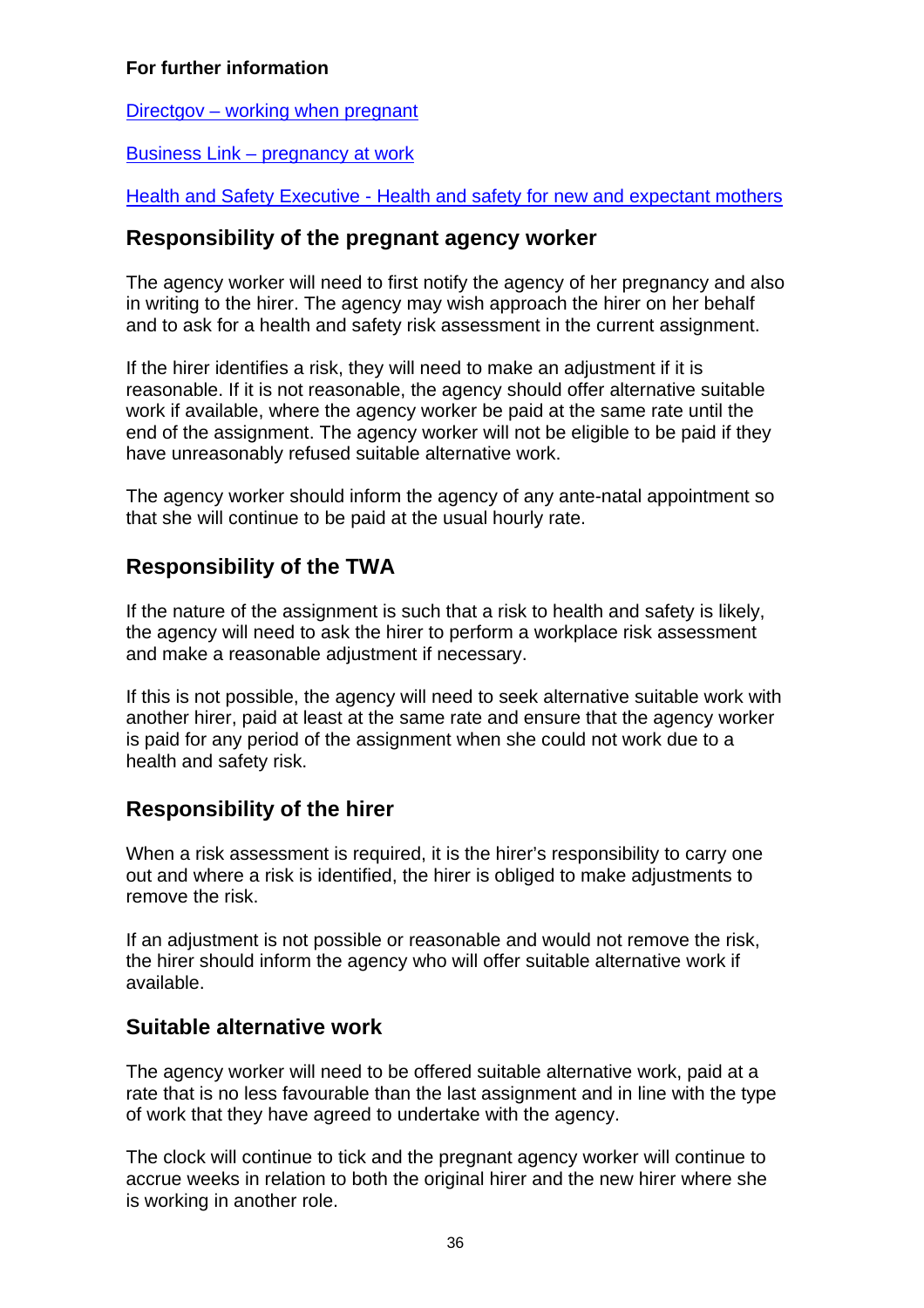**For further information**

Directgov – working when pregnant

Business Link – pregnancy at work

Health and Safety Executive - Health and safety for new and expectant mothers

## Responsibility of the pregnant agency worker

The agency worker will need to first notify the agency of her pregnancy and also in writing to the hirer. The agency may wish approach the hirer on her behalf and to ask for a health and safety risk assessment in the current assignment.

If the hirer identifies a risk, they will need to make an adjustment if it is reasonable. If it is not reasonable, the agency should offer alternative suitable work if available, where the agency worker be paid at the same rate until the end of the assignment. The agency worker will not be eligible to be paid if they have unreasonably refused suitable alternative work.

The agency worker should inform the agency of any ante-natal appointment so that she will continue to be paid at the usual hourly rate.

## Responsibility of the TWA

If the nature of the assignment is such that a risk to health and safety is likely, the agency will need to ask the hirer to perform a workplace risk assessment and make a reasonable adjustment if necessary.

If this is not possible, the agency will need to seek alternative suitable work with another hirer, paid at least at the same rate and ensure that the agency worker is paid for any period of the assignment when she could not work due to a health and safety risk.

## Responsibility of the hirer

When a risk assessment is required, it is the hirer's responsibility to carry one out and where a risk is identified, the hirer is obliged to make adjustments to remove the risk.

If an adjustment is not possible or reasonable and would not remove the risk, the hirer should inform the agency who will offer suitable alternative work if available.

## Suitable alternative work

The agency worker will need to be offered suitable alternative work, paid at a rate that is no less favourable than the last assignment and in line with the type of work that they have agreed to undertake with the agency.

The clock will continue to tick and the pregnant agency worker will continue to accrue weeks in relation to both the original hirer and the new hirer where she is working in another role.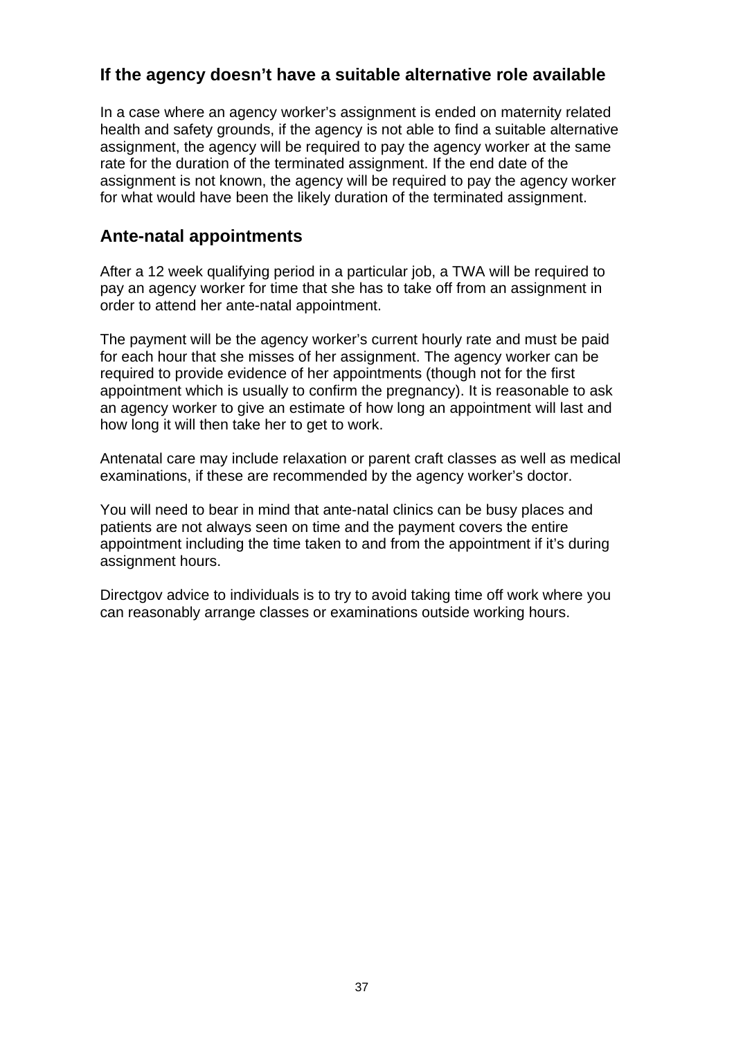## If the agency doesn't have a suitable alternative role available

In a case where an agency worker's assignment is ended on maternity related health and safety grounds, if the agency is not able to find a suitable alternative assignment, the agency will be required to pay the agency worker at the same rate for the duration of the terminated assignment. If the end date of the assignment is not known, the agency will be required to pay the agency worker for what would have been the likely duration of the terminated assignment.

## Ante-natal appointments

After a 12 week qualifying period in a particular job, a TWA will be required to pay an agency worker for time that she has to take off from an assignment in order to attend her ante-natal appointment.

The payment will be the agency worker's current hourly rate and must be paid for each hour that she misses of her assignment. The agency worker can be required to provide evidence of her appointments (though not for the first appointment which is usually to confirm the pregnancy). It is reasonable to ask an agency worker to give an estimate of how long an appointment will last and how long it will then take her to get to work.

Antenatal care may include relaxation or parent craft classes as well as medical examinations, if these are recommended by the agency worker's doctor.

You will need to bear in mind that ante-natal clinics can be busy places and patients are not always seen on time and the payment covers the entire appointment including the time taken to and from the appointment if it's during assignment hours.

Directgov advice to individuals is to try to avoid taking time off work where you can reasonably arrange classes or examinations outside working hours.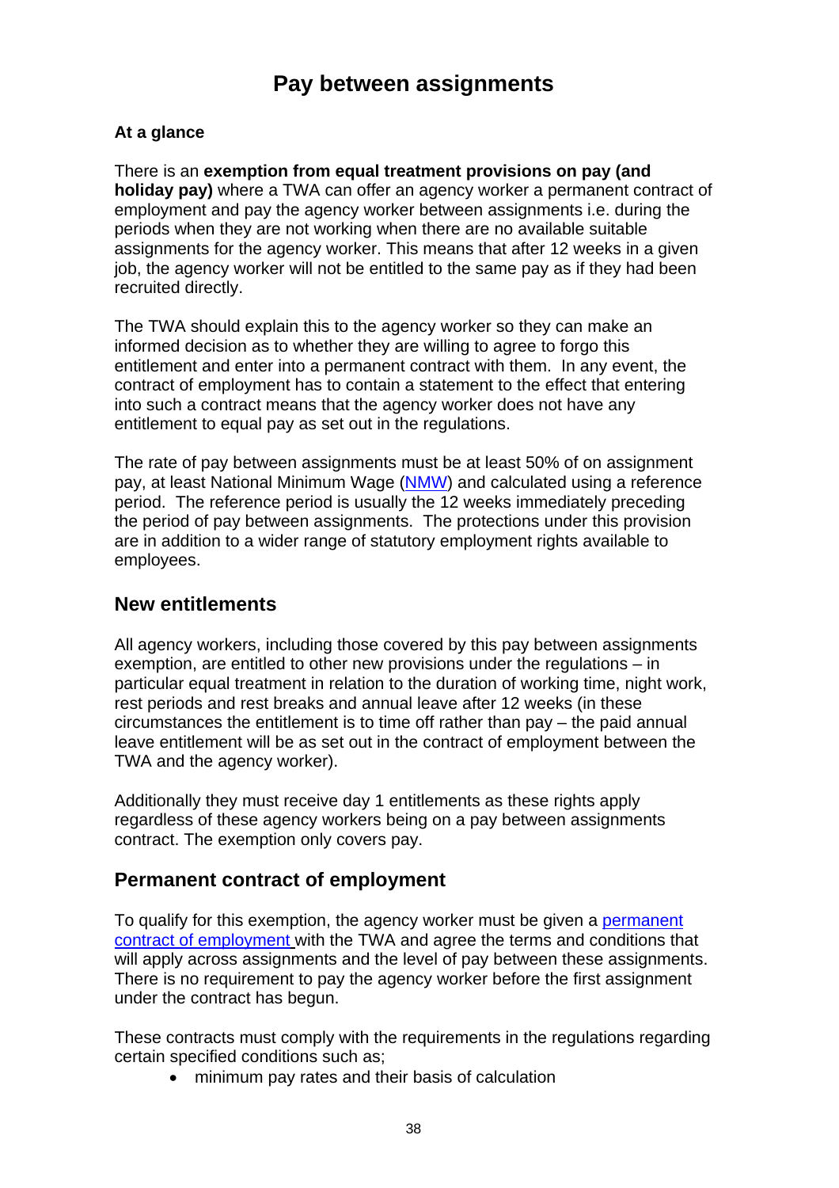# Pay between assignments

**At a glance**

There is an **exemption from equal treatment provisions on pay (and holiday pay)** where a TWA can offer an agency worker a permanent contract of employment and pay the agency worker between assignments i.e. during the periods when they are not working when there are no available suitable assignments for the agency worker. This means that after 12 weeks in a given job, the agency worker will not be entitled to the same pay as if they had been recruited directly.

The TWA should explain this to the agency worker so they can make an informed decision as to whether they are willing to agree to forgo this entitlement and enter into a permanent contract with them. In any event, the contract of employment has to contain a statement to the effect that entering into such a contract means that the agency worker does not have any entitlement to equal pay as set out in the regulations.

The rate of pay between assignments must be at least 50% of on assignment pay, at least National Minimum Wage (NMW) and calculated using a reference period. The reference period is usually the 12 weeks immediately preceding the period of pay between assignments. The protections under this provision are in addition to a wider range of statutory employment rights available to employees.

## New entitlements

All agency workers, including those covered by this pay between assignments exemption, are entitled to other new provisions under the regulations – in particular equal treatment in relation to the duration of working time, night work, rest periods and rest breaks and annual leave after 12 weeks (in these circumstances the entitlement is to time off rather than pay – the paid annual leave entitlement will be as set out in the contract of employment between the TWA and the agency worker).

Additionally they must receive day 1 entitlements as these rights apply regardless of these agency workers being on a pay between assignments contract. The exemption only covers pay.

## Permanent contract of employment

To qualify for this exemption, the agency worker must be given a permanent contract of employment with the TWA and agree the terms and conditions that will apply across assignments and the level of pay between these assignments. There is no requirement to pay the agency worker before the first assignment under the contract has begun.

These contracts must comply with the requirements in the regulations regarding certain specified conditions such as;

- minimum pay rates and their basis of calculation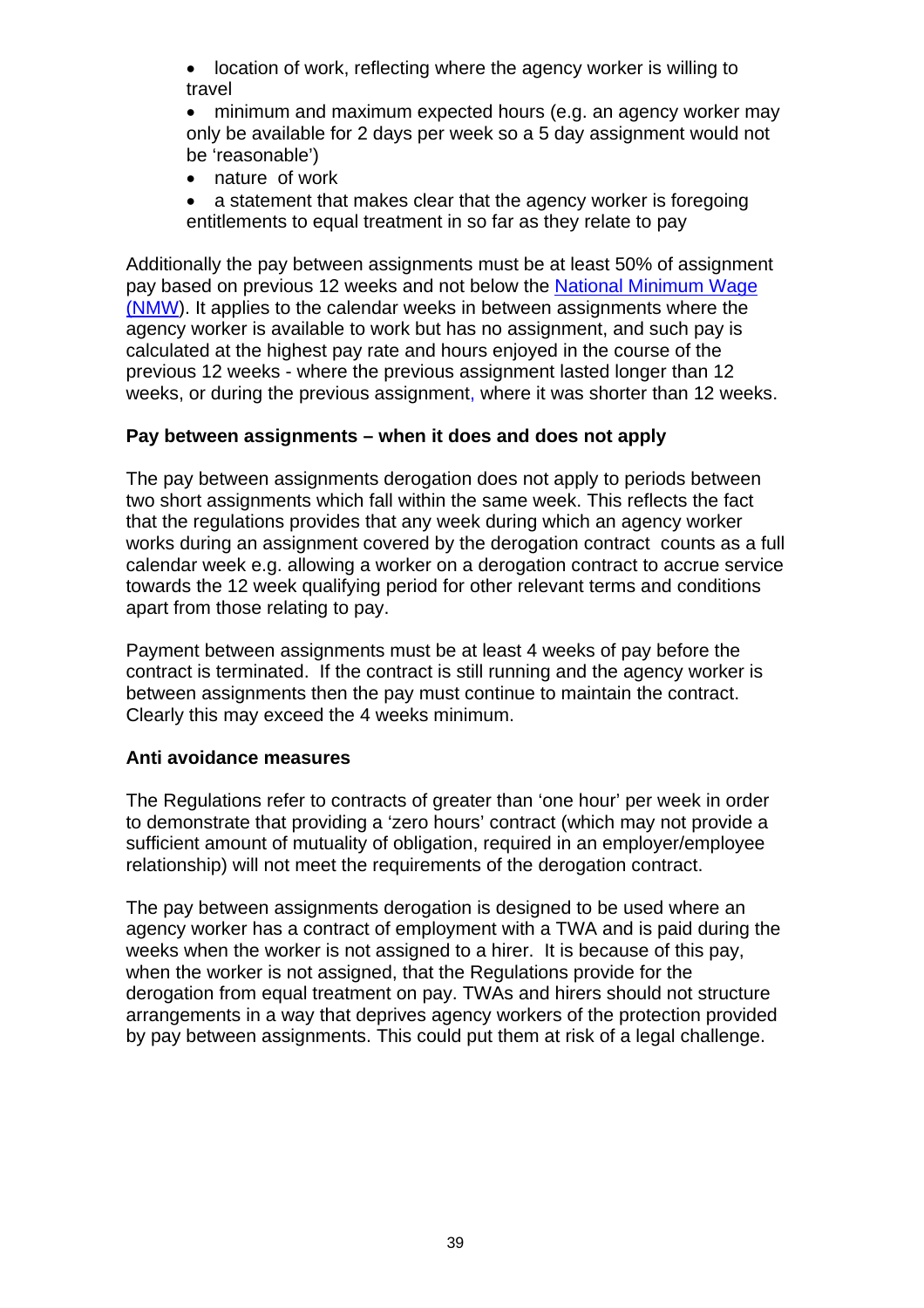- location of work, reflecting where the agency worker is willing to travel
- minimum and maximum expected hours (e.g. an agency worker may only be available for 2 days per week so a 5 day assignment would not be 'reasonable')
- nature of work
- a statement that makes clear that the agency worker is foregoing entitlements to equal treatment in so far as they relate to pay

Additionally the pay between assignments must be at least 50% of assignment pay based on previous 12 weeks and not below the National Minimum Wage (NMW). It applies to the calendar weeks in between assignments where the agency worker is available to work but has no assignment, and such pay is calculated at the highest pay rate and hours enjoyed in the course of the previous 12 weeks - where the previous assignment lasted longer than 12 weeks, or during the previous assignment, where it was shorter than 12 weeks.

**Pay between assignments – when it does and does not apply**

The pay between assignments derogation does not apply to periods between two short assignments which fall within the same week. This reflects the fact that the regulations provides that any week during which an agency worker works during an assignment covered by the derogation contract counts as a full calendar week e.g. allowing a worker on a derogation contract to accrue service towards the 12 week qualifying period for other relevant terms and conditions apart from those relating to pay.

Payment between assignments must be at least 4 weeks of pay before the contract is terminated. If the contract is still running and the agency worker is between assignments then the pay must continue to maintain the contract. Clearly this may exceed the 4 weeks minimum.

**Anti avoidance measures**

The Regulations refer to contracts of greater than 'one hour' per week in order to demonstrate that providing a 'zero hours' contract (which may not provide a sufficient amount of mutuality of obligation, required in an employer/employee relationship) will not meet the requirements of the derogation contract.

The pay between assignments derogation is designed to be used where an agency worker has a contract of employment with a TWA and is paid during the weeks when the worker is not assigned to a hirer. It is because of this pay, when the worker is not assigned, that the Regulations provide for the derogation from equal treatment on pay. TWAs and hirers should not structure arrangements in a way that deprives agency workers of the protection provided by pay between assignments. This could put them at risk of a legal challenge.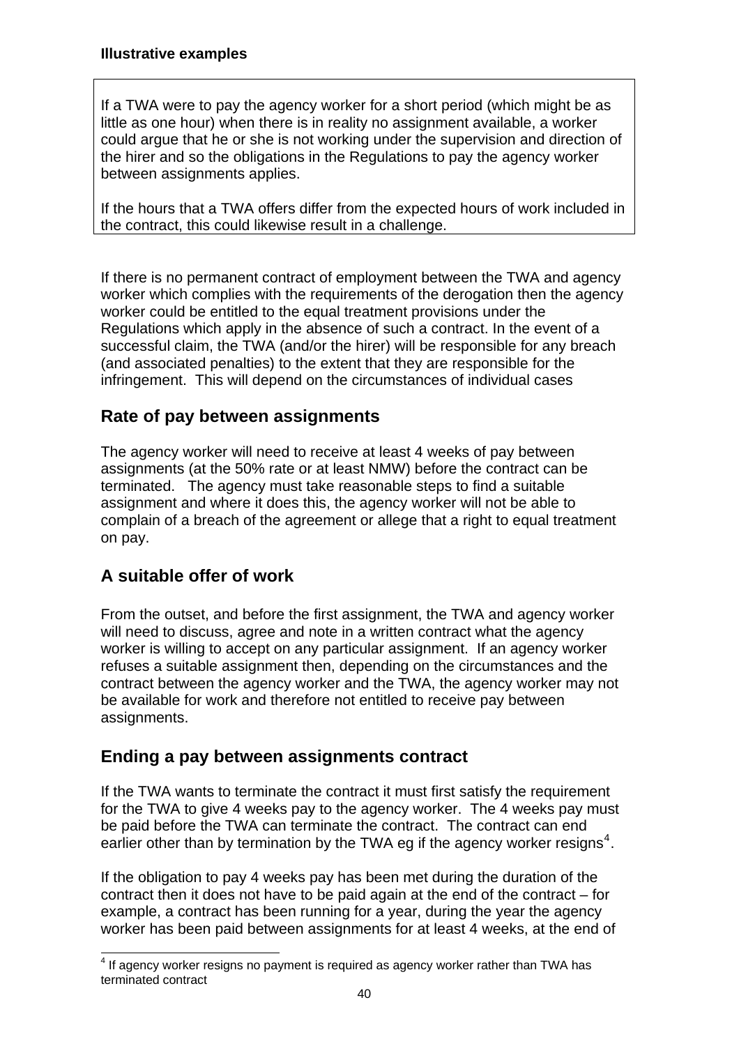**Illustrative examples**

> If a TWA were to pay the agency worker for a short period (which might be as little as one hour) when there is in reality no assignment available, a worker could argue that he or she is not working under the supervision and direction of the hirer and so the obligations in the Regulations to pay the agency worker between assignments applies.
>
> If the hours that a TWA offers differ from the expected hours of work included in the contract, this could likewise result in a challenge.

If there is no permanent contract of employment between the TWA and agency worker which complies with the requirements of the derogation then the agency worker could be entitled to the equal treatment provisions under the Regulations which apply in the absence of such a contract. In the event of a successful claim, the TWA (and/or the hirer) will be responsible for any breach (and associated penalties) to the extent that they are responsible for the infringement. This will depend on the circumstances of individual cases

## Rate of pay between assignments

The agency worker will need to receive at least 4 weeks of pay between assignments (at the 50% rate or at least NMW) before the contract can be terminated. The agency must take reasonable steps to find a suitable assignment and where it does this, the agency worker will not be able to complain of a breach of the agreement or allege that a right to equal treatment on pay.

## A suitable offer of work

From the outset, and before the first assignment, the TWA and agency worker will need to discuss, agree and note in a written contract what the agency worker is willing to accept on any particular assignment. If an agency worker refuses a suitable assignment then, depending on the circumstances and the contract between the agency worker and the TWA, the agency worker may not be available for work and therefore not entitled to receive pay between assignments.

## Ending a pay between assignments contract

If the TWA wants to terminate the contract it must first satisfy the requirement for the TWA to give 4 weeks pay to the agency worker. The 4 weeks pay must be paid before the TWA can terminate the contract. The contract can end earlier other than by termination by the TWA eg if the agency worker resigns[4].

If the obligation to pay 4 weeks pay has been met during the duration of the contract then it does not have to be paid again at the end of the contract – for example, a contract has been running for a year, during the year the agency worker has been paid between assignments for at least 4 weeks, at the end of

[4] If agency worker resigns no payment is required as agency worker rather than TWA has terminated contract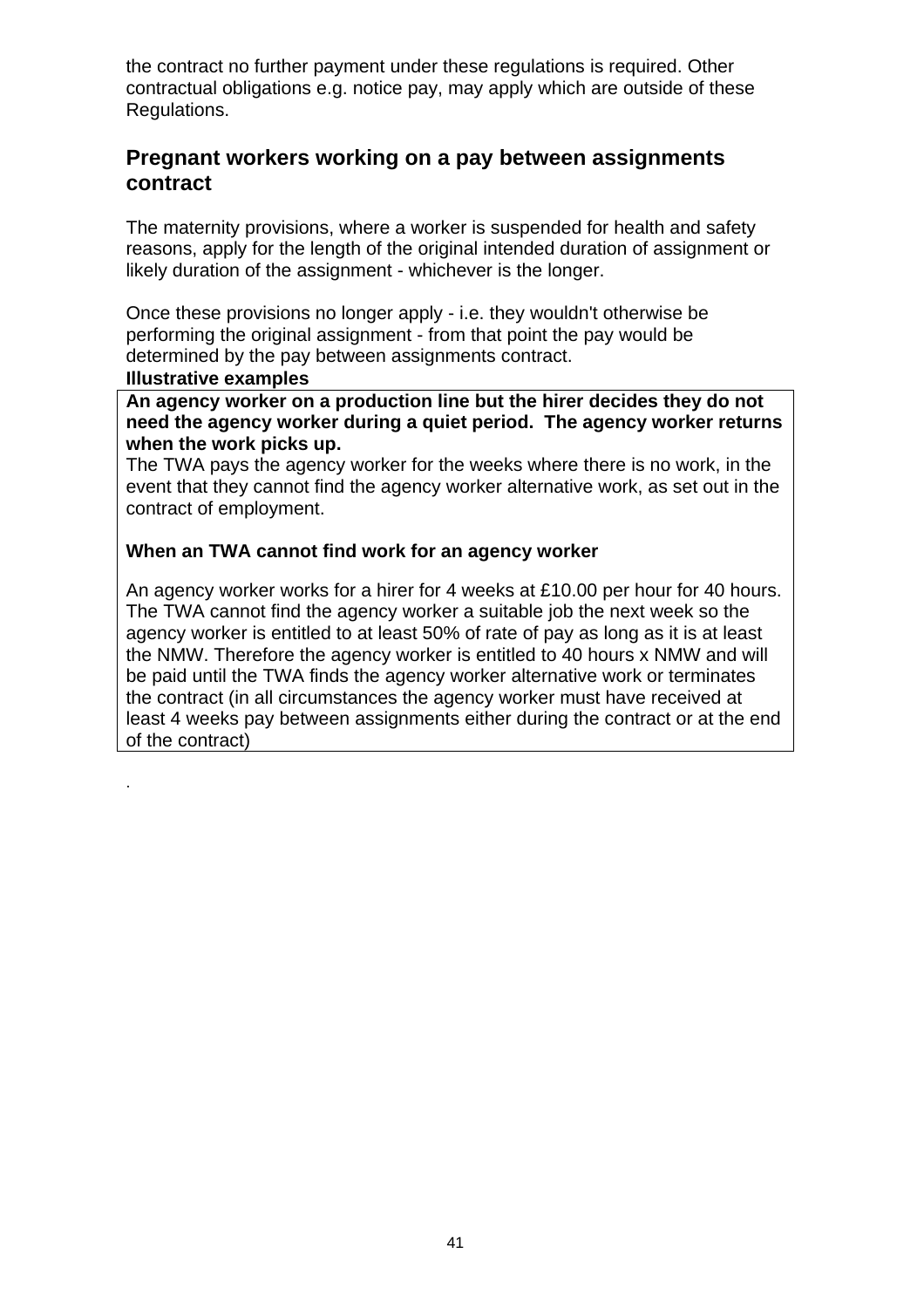the contract no further payment under these regulations is required. Other contractual obligations e.g. notice pay, may apply which are outside of these Regulations.

## Pregnant workers working on a pay between assignments contract

The maternity provisions, where a worker is suspended for health and safety reasons, apply for the length of the original intended duration of assignment or likely duration of the assignment - whichever is the longer.

Once these provisions no longer apply - i.e. they wouldn't otherwise be performing the original assignment - from that point the pay would be determined by the pay between assignments contract.

**Illustrative examples**

**An agency worker on a production line but the hirer decides they do not need the agency worker during a quiet period. The agency worker returns when the work picks up.**

The TWA pays the agency worker for the weeks where there is no work, in the event that they cannot find the agency worker alternative work, as set out in the contract of employment.

**When an TWA cannot find work for an agency worker**

An agency worker works for a hirer for 4 weeks at £10.00 per hour for 40 hours. The TWA cannot find the agency worker a suitable job the next week so the agency worker is entitled to at least 50% of rate of pay as long as it is at least the NMW. Therefore the agency worker is entitled to 40 hours x NMW and will be paid until the TWA finds the agency worker alternative work or terminates the contract (in all circumstances the agency worker must have received at least 4 weeks pay between assignments either during the contract or at the end of the contract)

.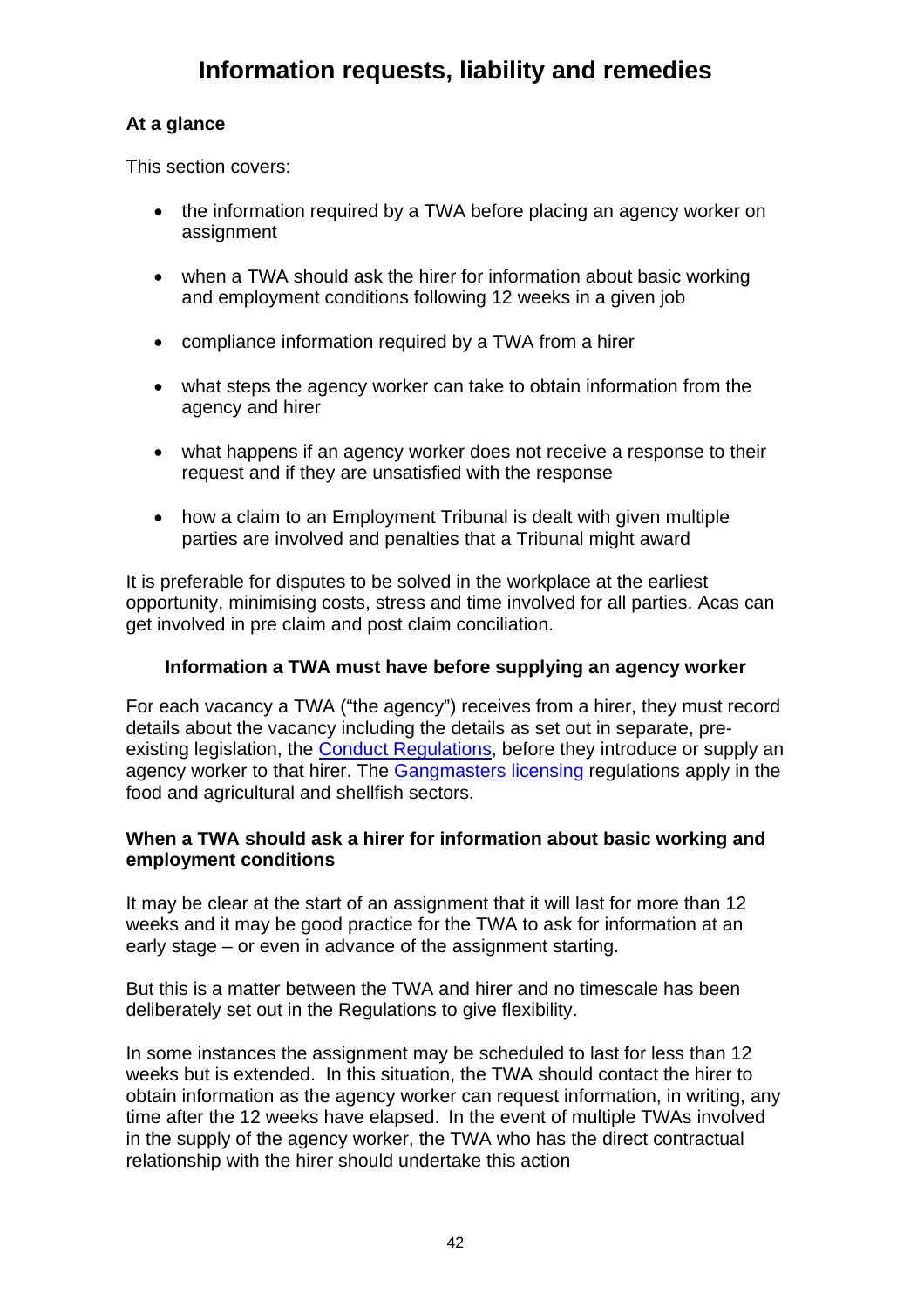# Information requests, liability and remedies

**At a glance**

This section covers:

- the information required by a TWA before placing an agency worker on assignment
- when a TWA should ask the hirer for information about basic working and employment conditions following 12 weeks in a given job
- compliance information required by a TWA from a hirer
- what steps the agency worker can take to obtain information from the agency and hirer
- what happens if an agency worker does not receive a response to their request and if they are unsatisfied with the response
- how a claim to an Employment Tribunal is dealt with given multiple parties are involved and penalties that a Tribunal might award

It is preferable for disputes to be solved in the workplace at the earliest opportunity, minimising costs, stress and time involved for all parties. Acas can get involved in pre claim and post claim conciliation.

### Information a TWA must have before supplying an agency worker

For each vacancy a TWA ("the agency") receives from a hirer, they must record details about the vacancy including the details as set out in separate, pre-existing legislation, the Conduct Regulations, before they introduce or supply an agency worker to that hirer. The Gangmasters licensing regulations apply in the food and agricultural and shellfish sectors.

### When a TWA should ask a hirer for information about basic working and employment conditions

It may be clear at the start of an assignment that it will last for more than 12 weeks and it may be good practice for the TWA to ask for information at an early stage – or even in advance of the assignment starting.

But this is a matter between the TWA and hirer and no timescale has been deliberately set out in the Regulations to give flexibility.

In some instances the assignment may be scheduled to last for less than 12 weeks but is extended. In this situation, the TWA should contact the hirer to obtain information as the agency worker can request information, in writing, any time after the 12 weeks have elapsed. In the event of multiple TWAs involved in the supply of the agency worker, the TWA who has the direct contractual relationship with the hirer should undertake this action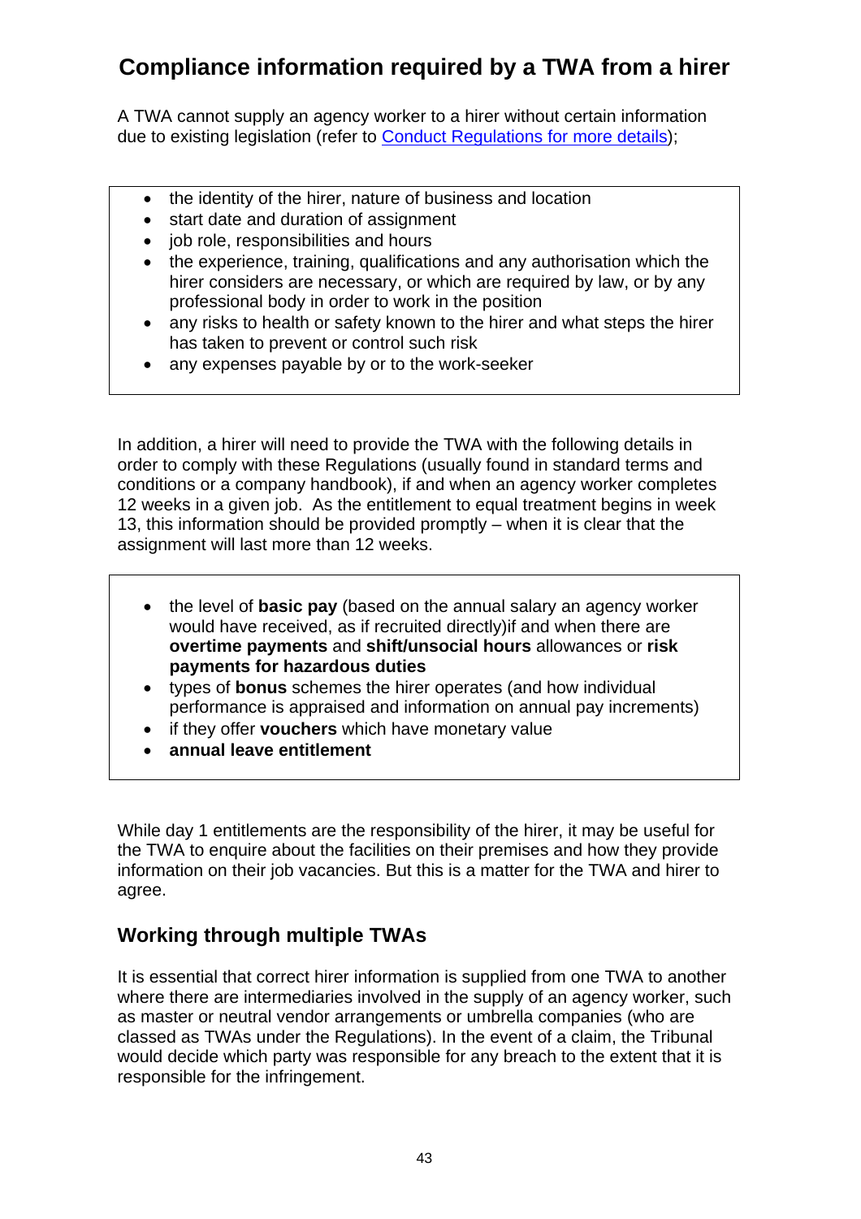## Compliance information required by a TWA from a hirer

A TWA cannot supply an agency worker to a hirer without certain information due to existing legislation (refer to Conduct Regulations for more details);

- the identity of the hirer, nature of business and location
- start date and duration of assignment
- job role, responsibilities and hours
- the experience, training, qualifications and any authorisation which the hirer considers are necessary, or which are required by law, or by any professional body in order to work in the position
- any risks to health or safety known to the hirer and what steps the hirer has taken to prevent or control such risk
- any expenses payable by or to the work-seeker

In addition, a hirer will need to provide the TWA with the following details in order to comply with these Regulations (usually found in standard terms and conditions or a company handbook), if and when an agency worker completes 12 weeks in a given job. As the entitlement to equal treatment begins in week 13, this information should be provided promptly – when it is clear that the assignment will last more than 12 weeks.

- the level of **basic pay** (based on the annual salary an agency worker would have received, as if recruited directly)if and when there are **overtime payments** and **shift/unsocial hours** allowances or **risk payments for hazardous duties**
- types of **bonus** schemes the hirer operates (and how individual performance is appraised and information on annual pay increments)
- if they offer **vouchers** which have monetary value
- **annual leave entitlement**

While day 1 entitlements are the responsibility of the hirer, it may be useful for the TWA to enquire about the facilities on their premises and how they provide information on their job vacancies. But this is a matter for the TWA and hirer to agree.

### Working through multiple TWAs

It is essential that correct hirer information is supplied from one TWA to another where there are intermediaries involved in the supply of an agency worker, such as master or neutral vendor arrangements or umbrella companies (who are classed as TWAs under the Regulations). In the event of a claim, the Tribunal would decide which party was responsible for any breach to the extent that it is responsible for the infringement.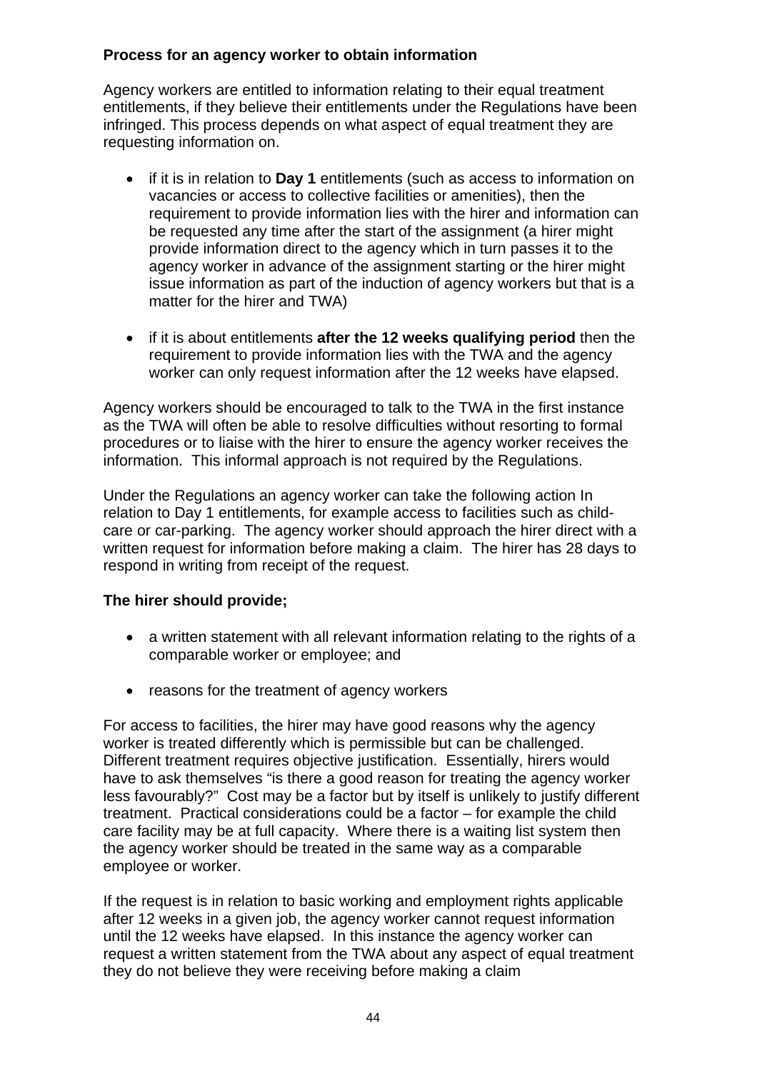**Process for an agency worker to obtain information**

Agency workers are entitled to information relating to their equal treatment entitlements, if they believe their entitlements under the Regulations have been infringed. This process depends on what aspect of equal treatment they are requesting information on.

- if it is in relation to **Day 1** entitlements (such as access to information on vacancies or access to collective facilities or amenities), then the requirement to provide information lies with the hirer and information can be requested any time after the start of the assignment (a hirer might provide information direct to the agency which in turn passes it to the agency worker in advance of the assignment starting or the hirer might issue information as part of the induction of agency workers but that is a matter for the hirer and TWA)

- if it is about entitlements **after the 12 weeks qualifying period** then the requirement to provide information lies with the TWA and the agency worker can only request information after the 12 weeks have elapsed.

Agency workers should be encouraged to talk to the TWA in the first instance as the TWA will often be able to resolve difficulties without resorting to formal procedures or to liaise with the hirer to ensure the agency worker receives the information. This informal approach is not required by the Regulations.

Under the Regulations an agency worker can take the following action In relation to Day 1 entitlements, for example access to facilities such as child-care or car-parking. The agency worker should approach the hirer direct with a written request for information before making a claim. The hirer has 28 days to respond in writing from receipt of the request.

**The hirer should provide;**

- a written statement with all relevant information relating to the rights of a comparable worker or employee; and

- reasons for the treatment of agency workers

For access to facilities, the hirer may have good reasons why the agency worker is treated differently which is permissible but can be challenged. Different treatment requires objective justification. Essentially, hirers would have to ask themselves "is there a good reason for treating the agency worker less favourably?" Cost may be a factor but by itself is unlikely to justify different treatment. Practical considerations could be a factor – for example the child care facility may be at full capacity. Where there is a waiting list system then the agency worker should be treated in the same way as a comparable employee or worker.

If the request is in relation to basic working and employment rights applicable after 12 weeks in a given job, the agency worker cannot request information until the 12 weeks have elapsed. In this instance the agency worker can request a written statement from the TWA about any aspect of equal treatment they do not believe they were receiving before making a claim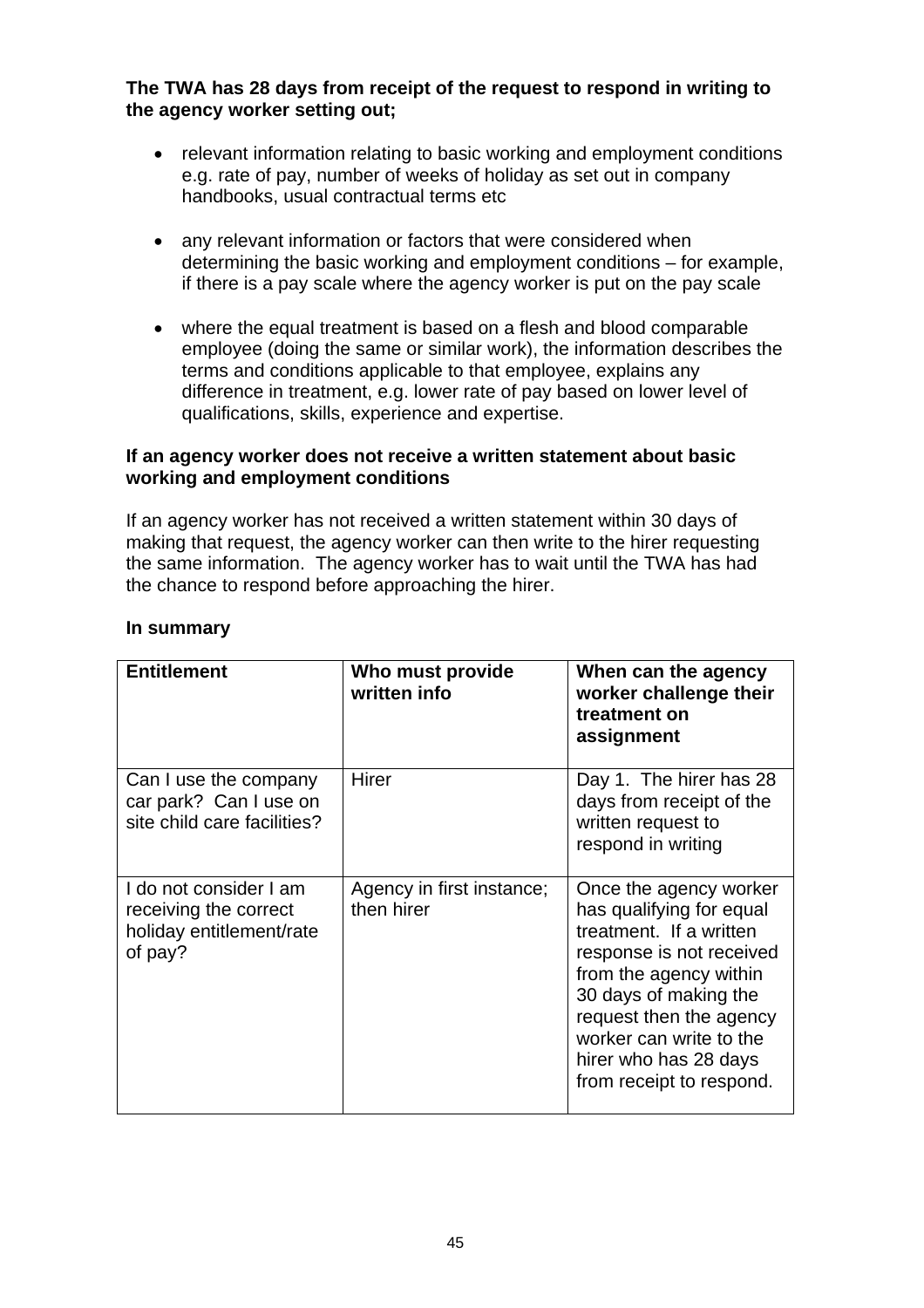**The TWA has 28 days from receipt of the request to respond in writing to the agency worker setting out;**

- relevant information relating to basic working and employment conditions e.g. rate of pay, number of weeks of holiday as set out in company handbooks, usual contractual terms etc

- any relevant information or factors that were considered when determining the basic working and employment conditions – for example, if there is a pay scale where the agency worker is put on the pay scale

- where the equal treatment is based on a flesh and blood comparable employee (doing the same or similar work), the information describes the terms and conditions applicable to that employee, explains any difference in treatment, e.g. lower rate of pay based on lower level of qualifications, skills, experience and expertise.

**If an agency worker does not receive a written statement about basic working and employment conditions**

If an agency worker has not received a written statement within 30 days of making that request, the agency worker can then write to the hirer requesting the same information. The agency worker has to wait until the TWA has had the chance to respond before approaching the hirer.

**In summary**

| Entitlement | Who must provide written info | When can the agency worker challenge their treatment on assignment |
|---|---|---|
| Can I use the company car park? Can I use on site child care facilities? | Hirer | Day 1. The hirer has 28 days from receipt of the written request to respond in writing |
| I do not consider I am receiving the correct holiday entitlement/rate of pay? | Agency in first instance; then hirer | Once the agency worker has qualifying for equal treatment. If a written response is not received from the agency within 30 days of making the request then the agency worker can write to the hirer who has 28 days from receipt to respond. |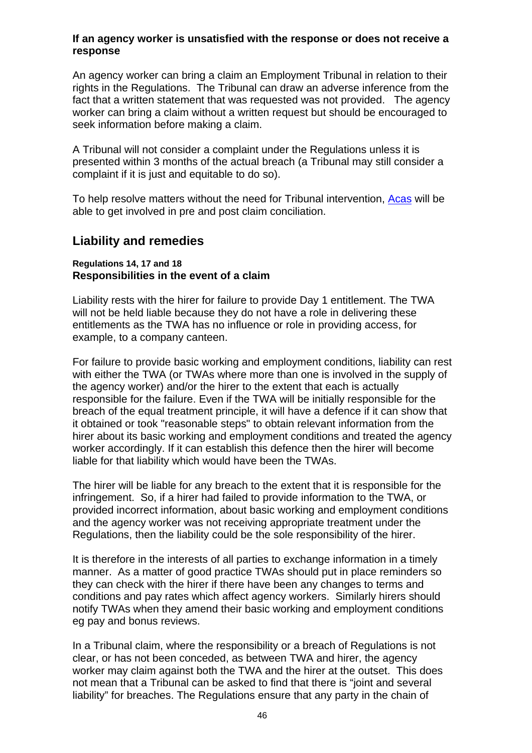**If an agency worker is unsatisfied with the response or does not receive a response**

An agency worker can bring a claim an Employment Tribunal in relation to their rights in the Regulations. The Tribunal can draw an adverse inference from the fact that a written statement that was requested was not provided. The agency worker can bring a claim without a written request but should be encouraged to seek information before making a claim.

A Tribunal will not consider a complaint under the Regulations unless it is presented within 3 months of the actual breach (a Tribunal may still consider a complaint if it is just and equitable to do so).

To help resolve matters without the need for Tribunal intervention, Acas will be able to get involved in pre and post claim conciliation.

## Liability and remedies

**Regulations 14, 17 and 18**
**Responsibilities in the event of a claim**

Liability rests with the hirer for failure to provide Day 1 entitlement. The TWA will not be held liable because they do not have a role in delivering these entitlements as the TWA has no influence or role in providing access, for example, to a company canteen.

For failure to provide basic working and employment conditions, liability can rest with either the TWA (or TWAs where more than one is involved in the supply of the agency worker) and/or the hirer to the extent that each is actually responsible for the failure. Even if the TWA will be initially responsible for the breach of the equal treatment principle, it will have a defence if it can show that it obtained or took "reasonable steps" to obtain relevant information from the hirer about its basic working and employment conditions and treated the agency worker accordingly. If it can establish this defence then the hirer will become liable for that liability which would have been the TWAs.

The hirer will be liable for any breach to the extent that it is responsible for the infringement. So, if a hirer had failed to provide information to the TWA, or provided incorrect information, about basic working and employment conditions and the agency worker was not receiving appropriate treatment under the Regulations, then the liability could be the sole responsibility of the hirer.

It is therefore in the interests of all parties to exchange information in a timely manner. As a matter of good practice TWAs should put in place reminders so they can check with the hirer if there have been any changes to terms and conditions and pay rates which affect agency workers. Similarly hirers should notify TWAs when they amend their basic working and employment conditions eg pay and bonus reviews.

In a Tribunal claim, where the responsibility or a breach of Regulations is not clear, or has not been conceded, as between TWA and hirer, the agency worker may claim against both the TWA and the hirer at the outset. This does not mean that a Tribunal can be asked to find that there is "joint and several liability" for breaches. The Regulations ensure that any party in the chain of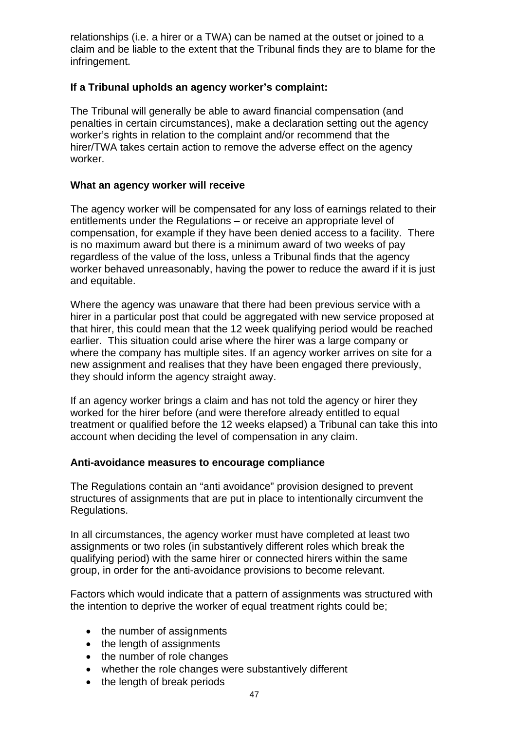relationships (i.e. a hirer or a TWA) can be named at the outset or joined to a claim and be liable to the extent that the Tribunal finds they are to blame for the infringement.

**If a Tribunal upholds an agency worker's complaint:**

The Tribunal will generally be able to award financial compensation (and penalties in certain circumstances), make a declaration setting out the agency worker's rights in relation to the complaint and/or recommend that the hirer/TWA takes certain action to remove the adverse effect on the agency worker.

**What an agency worker will receive**

The agency worker will be compensated for any loss of earnings related to their entitlements under the Regulations – or receive an appropriate level of compensation, for example if they have been denied access to a facility. There is no maximum award but there is a minimum award of two weeks of pay regardless of the value of the loss, unless a Tribunal finds that the agency worker behaved unreasonably, having the power to reduce the award if it is just and equitable.

Where the agency was unaware that there had been previous service with a hirer in a particular post that could be aggregated with new service proposed at that hirer, this could mean that the 12 week qualifying period would be reached earlier. This situation could arise where the hirer was a large company or where the company has multiple sites. If an agency worker arrives on site for a new assignment and realises that they have been engaged there previously, they should inform the agency straight away.

If an agency worker brings a claim and has not told the agency or hirer they worked for the hirer before (and were therefore already entitled to equal treatment or qualified before the 12 weeks elapsed) a Tribunal can take this into account when deciding the level of compensation in any claim.

**Anti-avoidance measures to encourage compliance**

The Regulations contain an "anti avoidance" provision designed to prevent structures of assignments that are put in place to intentionally circumvent the Regulations.

In all circumstances, the agency worker must have completed at least two assignments or two roles (in substantively different roles which break the qualifying period) with the same hirer or connected hirers within the same group, in order for the anti-avoidance provisions to become relevant.

Factors which would indicate that a pattern of assignments was structured with the intention to deprive the worker of equal treatment rights could be;

- the number of assignments
- the length of assignments
- the number of role changes
- whether the role changes were substantively different
- the length of break periods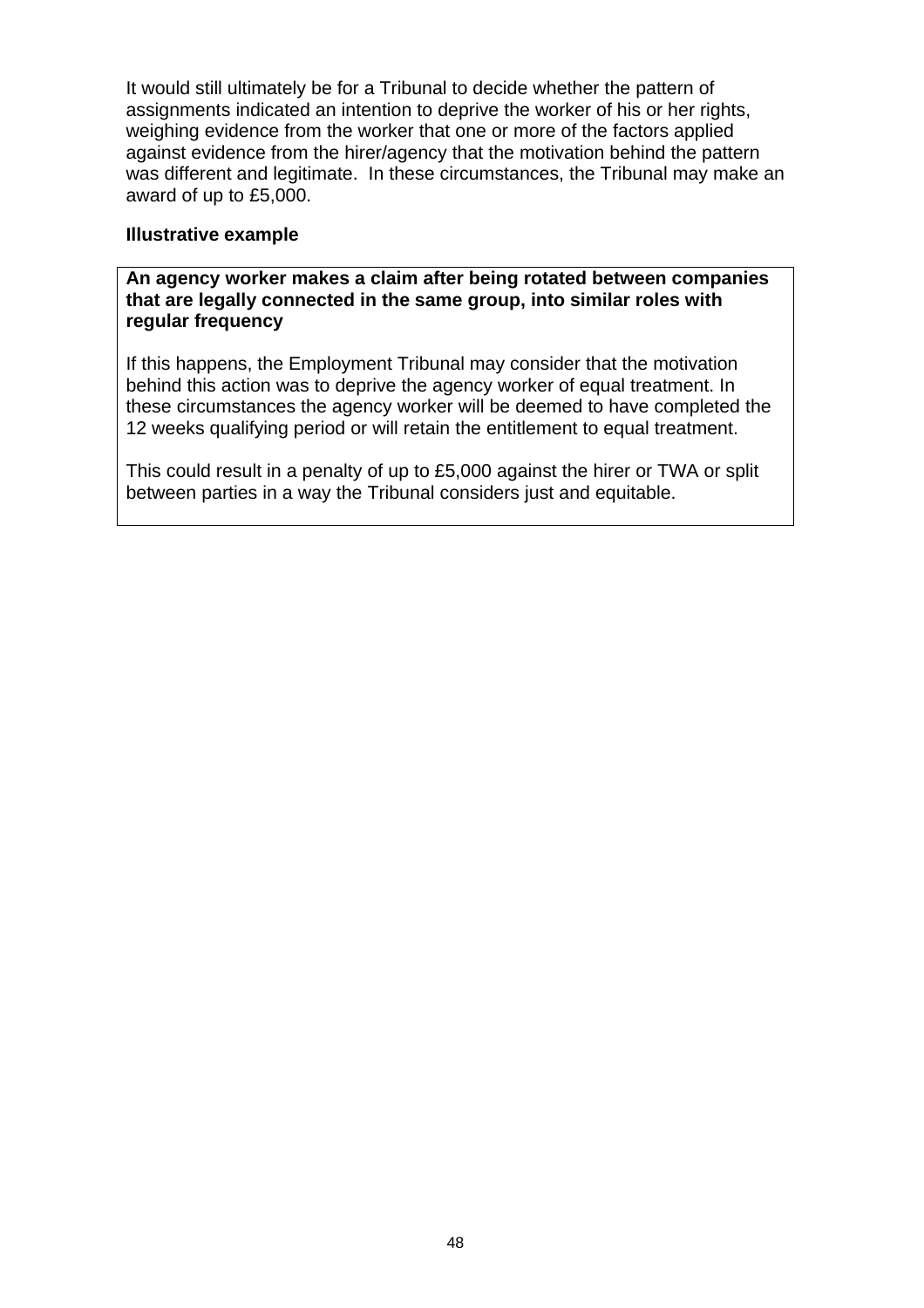It would still ultimately be for a Tribunal to decide whether the pattern of assignments indicated an intention to deprive the worker of his or her rights, weighing evidence from the worker that one or more of the factors applied against evidence from the hirer/agency that the motivation behind the pattern was different and legitimate. In these circumstances, the Tribunal may make an award of up to £5,000.

**Illustrative example**

> **An agency worker makes a claim after being rotated between companies that are legally connected in the same group, into similar roles with regular frequency**
>
> If this happens, the Employment Tribunal may consider that the motivation behind this action was to deprive the agency worker of equal treatment. In these circumstances the agency worker will be deemed to have completed the 12 weeks qualifying period or will retain the entitlement to equal treatment.
>
> This could result in a penalty of up to £5,000 against the hirer or TWA or split between parties in a way the Tribunal considers just and equitable.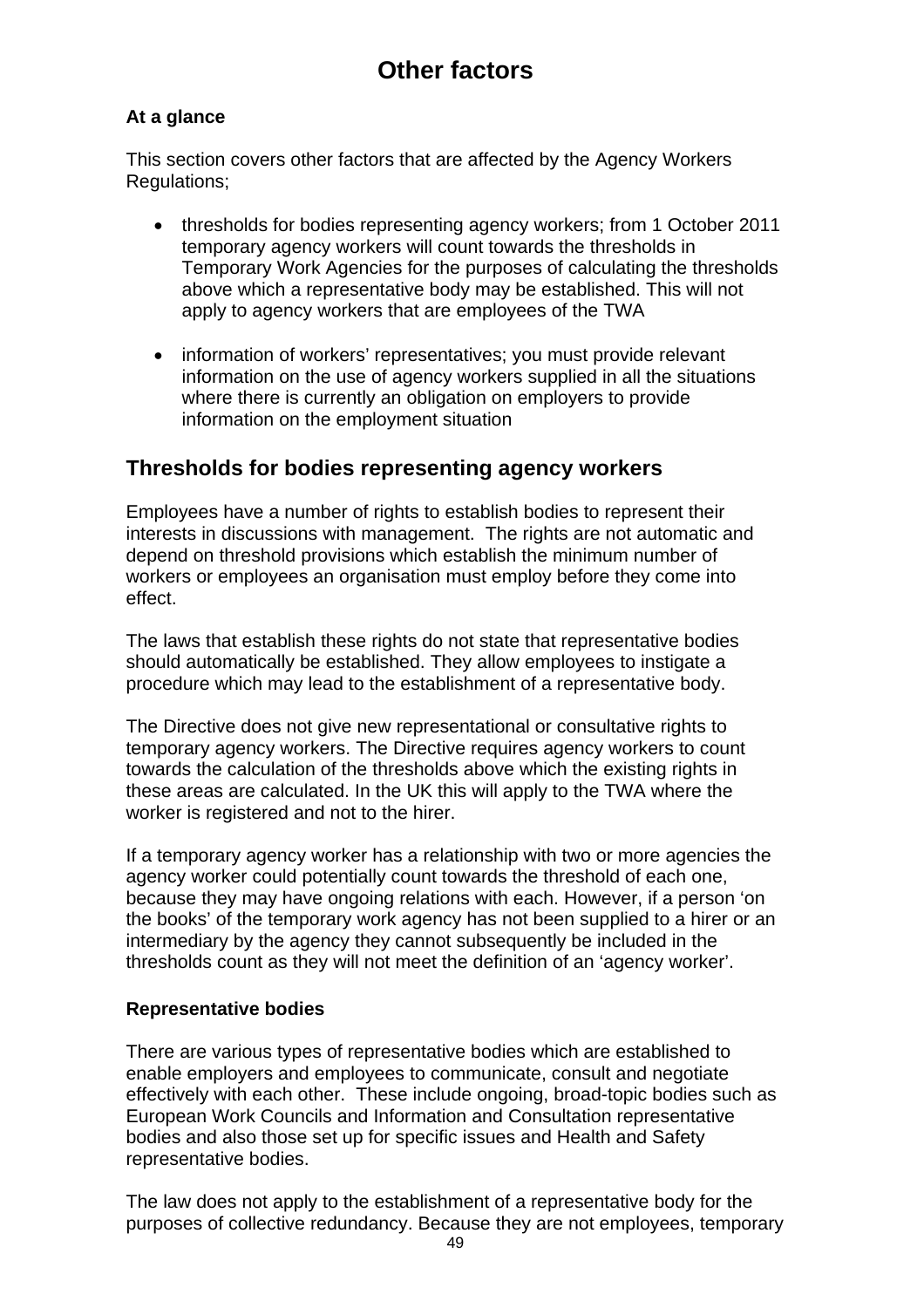# Other factors

**At a glance**

This section covers other factors that are affected by the Agency Workers Regulations;

- thresholds for bodies representing agency workers; from 1 October 2011 temporary agency workers will count towards the thresholds in Temporary Work Agencies for the purposes of calculating the thresholds above which a representative body may be established. This will not apply to agency workers that are employees of the TWA

- information of workers' representatives; you must provide relevant information on the use of agency workers supplied in all the situations where there is currently an obligation on employers to provide information on the employment situation

## Thresholds for bodies representing agency workers

Employees have a number of rights to establish bodies to represent their interests in discussions with management. The rights are not automatic and depend on threshold provisions which establish the minimum number of workers or employees an organisation must employ before they come into effect.

The laws that establish these rights do not state that representative bodies should automatically be established. They allow employees to instigate a procedure which may lead to the establishment of a representative body.

The Directive does not give new representational or consultative rights to temporary agency workers. The Directive requires agency workers to count towards the calculation of the thresholds above which the existing rights in these areas are calculated. In the UK this will apply to the TWA where the worker is registered and not to the hirer.

If a temporary agency worker has a relationship with two or more agencies the agency worker could potentially count towards the threshold of each one, because they may have ongoing relations with each. However, if a person 'on the books' of the temporary work agency has not been supplied to a hirer or an intermediary by the agency they cannot subsequently be included in the thresholds count as they will not meet the definition of an 'agency worker'.

**Representative bodies**

There are various types of representative bodies which are established to enable employers and employees to communicate, consult and negotiate effectively with each other. These include ongoing, broad-topic bodies such as European Work Councils and Information and Consultation representative bodies and also those set up for specific issues and Health and Safety representative bodies.

The law does not apply to the establishment of a representative body for the purposes of collective redundancy. Because they are not employees, temporary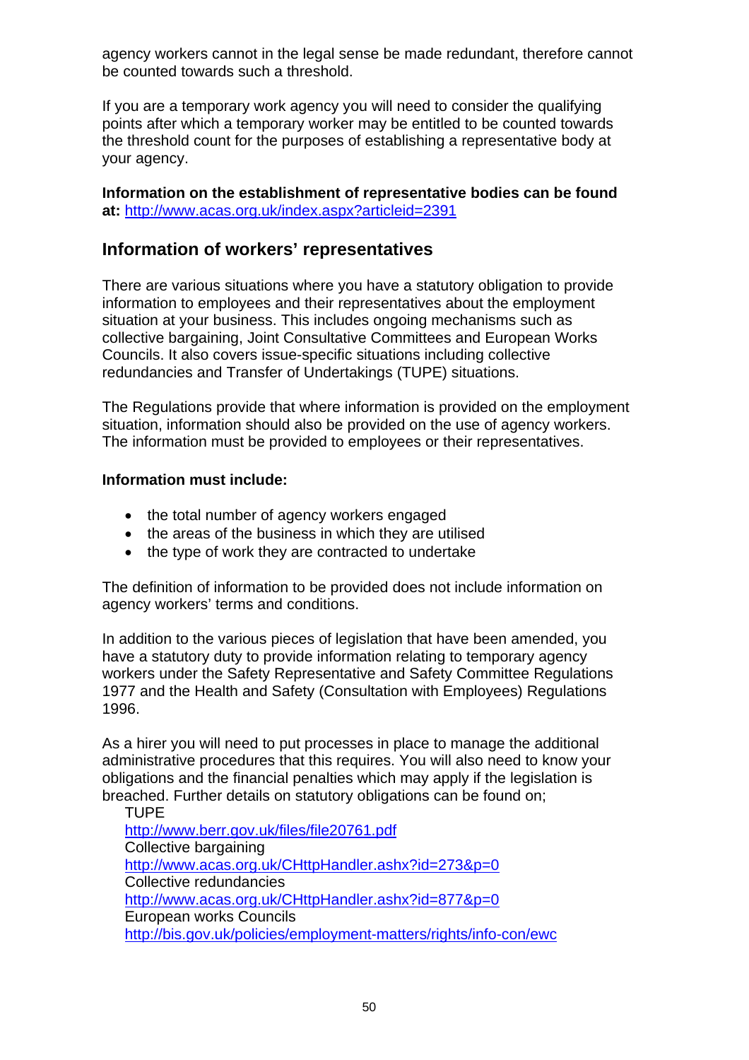agency workers cannot in the legal sense be made redundant, therefore cannot be counted towards such a threshold.

If you are a temporary work agency you will need to consider the qualifying points after which a temporary worker may be entitled to be counted towards the threshold count for the purposes of establishing a representative body at your agency.

**Information on the establishment of representative bodies can be found at:** http://www.acas.org.uk/index.aspx?articleid=2391

## Information of workers' representatives

There are various situations where you have a statutory obligation to provide information to employees and their representatives about the employment situation at your business. This includes ongoing mechanisms such as collective bargaining, Joint Consultative Committees and European Works Councils. It also covers issue-specific situations including collective redundancies and Transfer of Undertakings (TUPE) situations.

The Regulations provide that where information is provided on the employment situation, information should also be provided on the use of agency workers. The information must be provided to employees or their representatives.

**Information must include:**

- the total number of agency workers engaged
- the areas of the business in which they are utilised
- the type of work they are contracted to undertake

The definition of information to be provided does not include information on agency workers' terms and conditions.

In addition to the various pieces of legislation that have been amended, you have a statutory duty to provide information relating to temporary agency workers under the Safety Representative and Safety Committee Regulations 1977 and the Health and Safety (Consultation with Employees) Regulations 1996.

As a hirer you will need to put processes in place to manage the additional administrative procedures that this requires. You will also need to know your obligations and the financial penalties which may apply if the legislation is breached. Further details on statutory obligations can be found on;

TUPE
http://www.berr.gov.uk/files/file20761.pdf
Collective bargaining
http://www.acas.org.uk/CHttpHandler.ashx?id=273&p=0
Collective redundancies
http://www.acas.org.uk/CHttpHandler.ashx?id=877&p=0
European works Councils
http://bis.gov.uk/policies/employment-matters/rights/info-con/ewc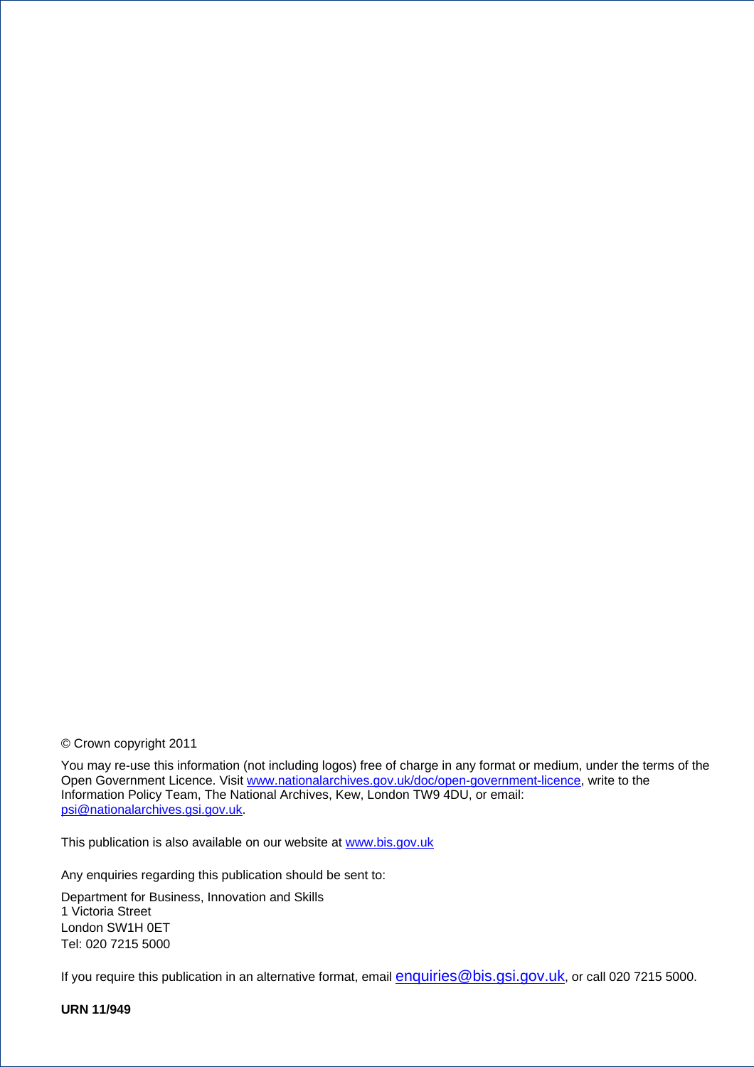© Crown copyright 2011

You may re-use this information (not including logos) free of charge in any format or medium, under the terms of the Open Government Licence. Visit www.nationalarchives.gov.uk/doc/open-government-licence, write to the Information Policy Team, The National Archives, Kew, London TW9 4DU, or email: psi@nationalarchives.gsi.gov.uk.

This publication is also available on our website at www.bis.gov.uk

Any enquiries regarding this publication should be sent to:

Department for Business, Innovation and Skills
1 Victoria Street
London SW1H 0ET
Tel: 020 7215 5000

If you require this publication in an alternative format, email enquiries@bis.gsi.gov.uk, or call 020 7215 5000.

**URN 11/949**